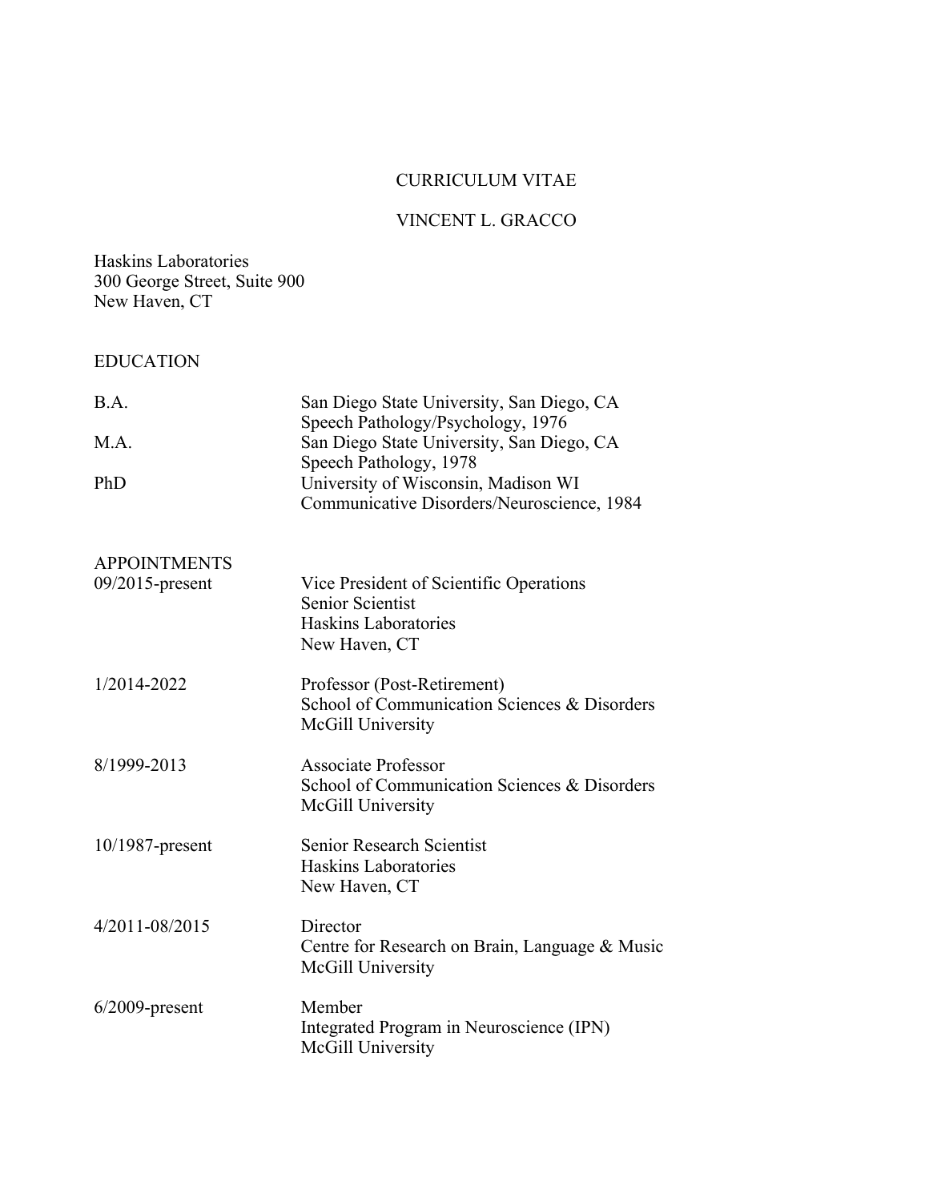# CURRICULUM VITAE

## VINCENT L. GRACCO

Haskins Laboratories
300 George Street, Suite 900
New Haven, CT

## EDUCATION

| | |
|---|---|
| B.A. | San Diego State University, San Diego, CA<br>Speech Pathology/Psychology, 1976 |
| M.A. | San Diego State University, San Diego, CA<br>Speech Pathology, 1978 |
| PhD | University of Wisconsin, Madison WI<br>Communicative Disorders/Neuroscience, 1984 |

## APPOINTMENTS

| | |
|---|---|
| 09/2015-present | Vice President of Scientific Operations<br>Senior Scientist<br>Haskins Laboratories<br>New Haven, CT |
| 1/2014-2022 | Professor (Post-Retirement)<br>School of Communication Sciences & Disorders<br>McGill University |
| 8/1999-2013 | Associate Professor<br>School of Communication Sciences & Disorders<br>McGill University |
| 10/1987-present | Senior Research Scientist<br>Haskins Laboratories<br>New Haven, CT |
| 4/2011-08/2015 | Director<br>Centre for Research on Brain, Language & Music<br>McGill University |
| 6/2009-present | Member<br>Integrated Program in Neuroscience (IPN)<br>McGill University |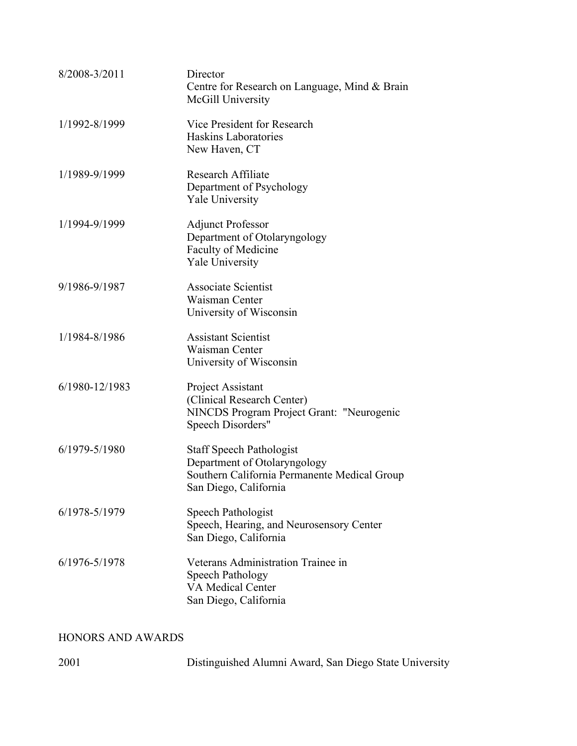8/2008-3/2011 Director
Centre for Research on Language, Mind & Brain
McGill University

1/1992-8/1999 Vice President for Research
Haskins Laboratories
New Haven, CT

1/1989-9/1999 Research Affiliate
Department of Psychology
Yale University

1/1994-9/1999 Adjunct Professor
Department of Otolaryngology
Faculty of Medicine
Yale University

9/1986-9/1987 Associate Scientist
Waisman Center
University of Wisconsin

1/1984-8/1986 Assistant Scientist
Waisman Center
University of Wisconsin

6/1980-12/1983 Project Assistant
(Clinical Research Center)
NINCDS Program Project Grant: "Neurogenic Speech Disorders"

6/1979-5/1980 Staff Speech Pathologist
Department of Otolaryngology
Southern California Permanente Medical Group
San Diego, California

6/1978-5/1979 Speech Pathologist
Speech, Hearing, and Neurosensory Center
San Diego, California

6/1976-5/1978 Veterans Administration Trainee in Speech Pathology
VA Medical Center
San Diego, California

## HONORS AND AWARDS

2001 Distinguished Alumni Award, San Diego State University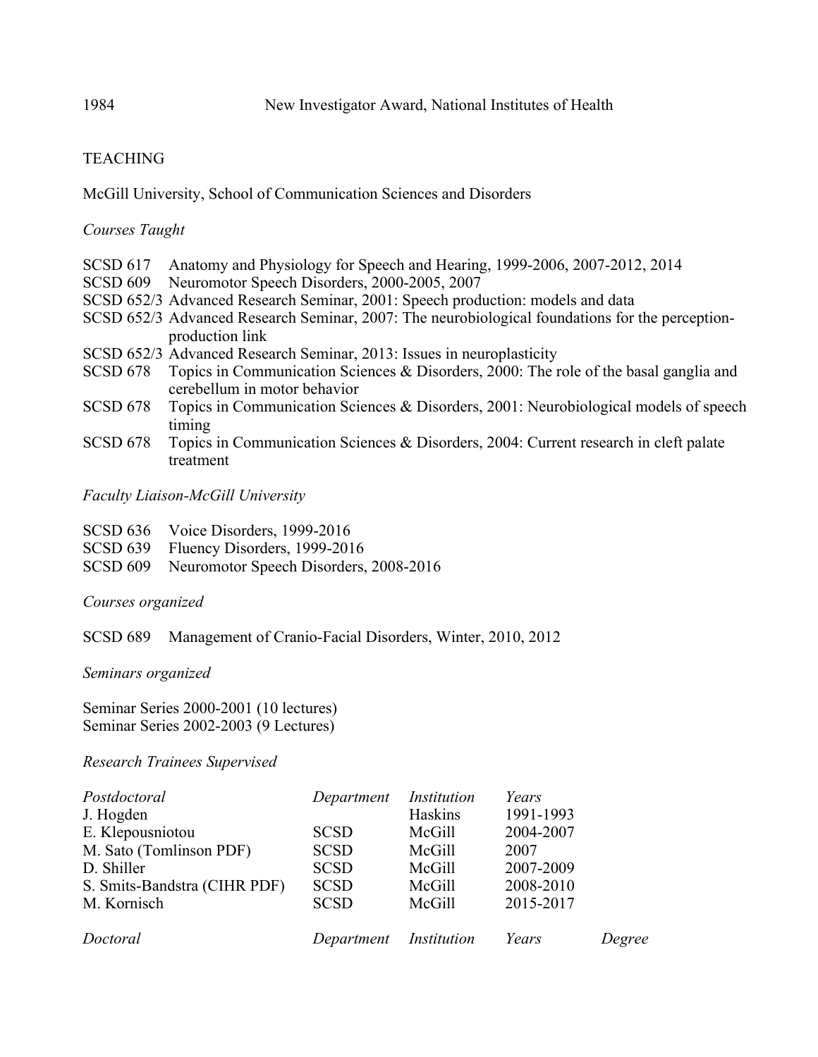1984 New Investigator Award, National Institutes of Health

## TEACHING

McGill University, School of Communication Sciences and Disorders

*Courses Taught*

SCSD 617 Anatomy and Physiology for Speech and Hearing, 1999-2006, 2007-2012, 2014
SCSD 609 Neuromotor Speech Disorders, 2000-2005, 2007
SCSD 652/3 Advanced Research Seminar, 2001: Speech production: models and data
SCSD 652/3 Advanced Research Seminar, 2007: The neurobiological foundations for the perception-production link
SCSD 652/3 Advanced Research Seminar, 2013: Issues in neuroplasticity
SCSD 678 Topics in Communication Sciences & Disorders, 2000: The role of the basal ganglia and cerebellum in motor behavior
SCSD 678 Topics in Communication Sciences & Disorders, 2001: Neurobiological models of speech timing
SCSD 678 Topics in Communication Sciences & Disorders, 2004: Current research in cleft palate treatment

*Faculty Liaison-McGill University*

SCSD 636 Voice Disorders, 1999-2016
SCSD 639 Fluency Disorders, 1999-2016
SCSD 609 Neuromotor Speech Disorders, 2008-2016

*Courses organized*

SCSD 689 Management of Cranio-Facial Disorders, Winter, 2010, 2012

*Seminars organized*

Seminar Series 2000-2001 (10 lectures)
Seminar Series 2002-2003 (9 Lectures)

*Research Trainees Supervised*

| *Postdoctoral* | *Department* | *Institution* | *Years* |
|---|---|---|---|
| J. Hogden | | Haskins | 1991-1993 |
| E. Klepousniotou | SCSD | McGill | 2004-2007 |
| M. Sato (Tomlinson PDF) | SCSD | McGill | 2007 |
| D. Shiller | SCSD | McGill | 2007-2009 |
| S. Smits-Bandstra (CIHR PDF) | SCSD | McGill | 2008-2010 |
| M. Kornisch | SCSD | McGill | 2015-2017 |

| *Doctoral* | *Department* | *Institution* | *Years* | *Degree* |
|---|---|---|---|---|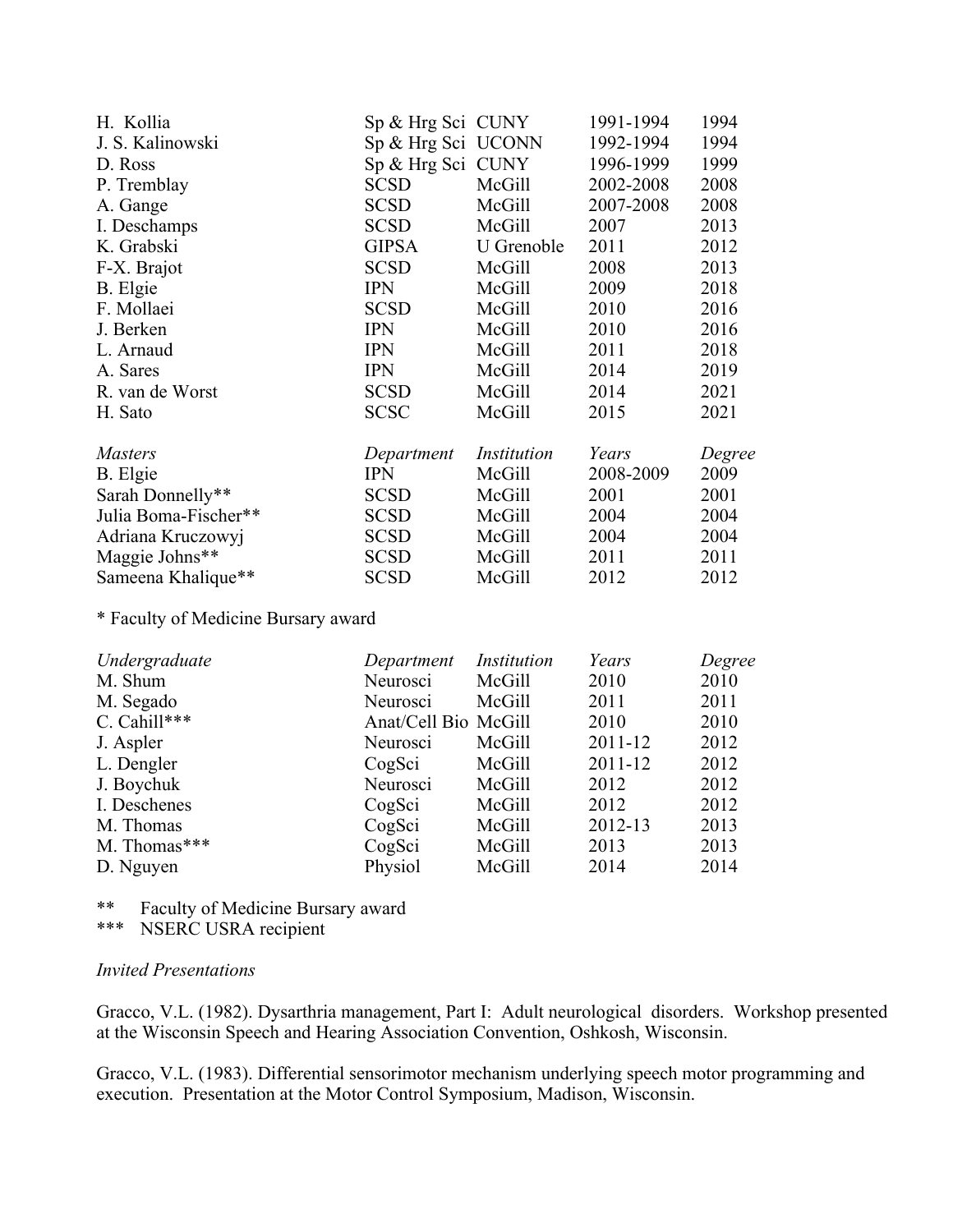| | | | | |
|---|---|---|---|---|
| H. Kollia | Sp & Hrg Sci | CUNY | 1991-1994 | 1994 |
| J. S. Kalinowski | Sp & Hrg Sci | UCONN | 1992-1994 | 1994 |
| D. Ross | Sp & Hrg Sci | CUNY | 1996-1999 | 1999 |
| P. Tremblay | SCSD | McGill | 2002-2008 | 2008 |
| A. Gange | SCSD | McGill | 2007-2008 | 2008 |
| I. Deschamps | SCSD | McGill | 2007 | 2013 |
| K. Grabski | GIPSA | U Grenoble | 2011 | 2012 |
| F-X. Brajot | SCSD | McGill | 2008 | 2013 |
| B. Elgie | IPN | McGill | 2009 | 2018 |
| F. Mollaei | SCSD | McGill | 2010 | 2016 |
| J. Berken | IPN | McGill | 2010 | 2016 |
| L. Arnaud | IPN | McGill | 2011 | 2018 |
| A. Sares | IPN | McGill | 2014 | 2019 |
| R. van de Worst | SCSD | McGill | 2014 | 2021 |
| H. Sato | SCSC | McGill | 2015 | 2021 |

| *Masters* | *Department* | *Institution* | *Years* | *Degree* |
|---|---|---|---|---|
| B. Elgie | IPN | McGill | 2008-2009 | 2009 |
| Sarah Donnelly** | SCSD | McGill | 2001 | 2001 |
| Julia Boma-Fischer** | SCSD | McGill | 2004 | 2004 |
| Adriana Kruczowyj | SCSD | McGill | 2004 | 2004 |
| Maggie Johns** | SCSD | McGill | 2011 | 2011 |
| Sameena Khalique** | SCSD | McGill | 2012 | 2012 |

* Faculty of Medicine Bursary award

| *Undergraduate* | *Department* | *Institution* | *Years* | *Degree* |
|---|---|---|---|---|
| M. Shum | Neurosci | McGill | 2010 | 2010 |
| M. Segado | Neurosci | McGill | 2011 | 2011 |
| C. Cahill*** | Anat/Cell Bio | McGill | 2010 | 2010 |
| J. Aspler | Neurosci | McGill | 2011-12 | 2012 |
| L. Dengler | CogSci | McGill | 2011-12 | 2012 |
| J. Boychuk | Neurosci | McGill | 2012 | 2012 |
| I. Deschenes | CogSci | McGill | 2012 | 2012 |
| M. Thomas | CogSci | McGill | 2012-13 | 2013 |
| M. Thomas*** | CogSci | McGill | 2013 | 2013 |
| D. Nguyen | Physiol | McGill | 2014 | 2014 |

** Faculty of Medicine Bursary award
*** NSERC USRA recipient

*Invited Presentations*

Gracco, V.L. (1982). Dysarthria management, Part I: Adult neurological disorders. Workshop presented at the Wisconsin Speech and Hearing Association Convention, Oshkosh, Wisconsin.

Gracco, V.L. (1983). Differential sensorimotor mechanism underlying speech motor programming and execution. Presentation at the Motor Control Symposium, Madison, Wisconsin.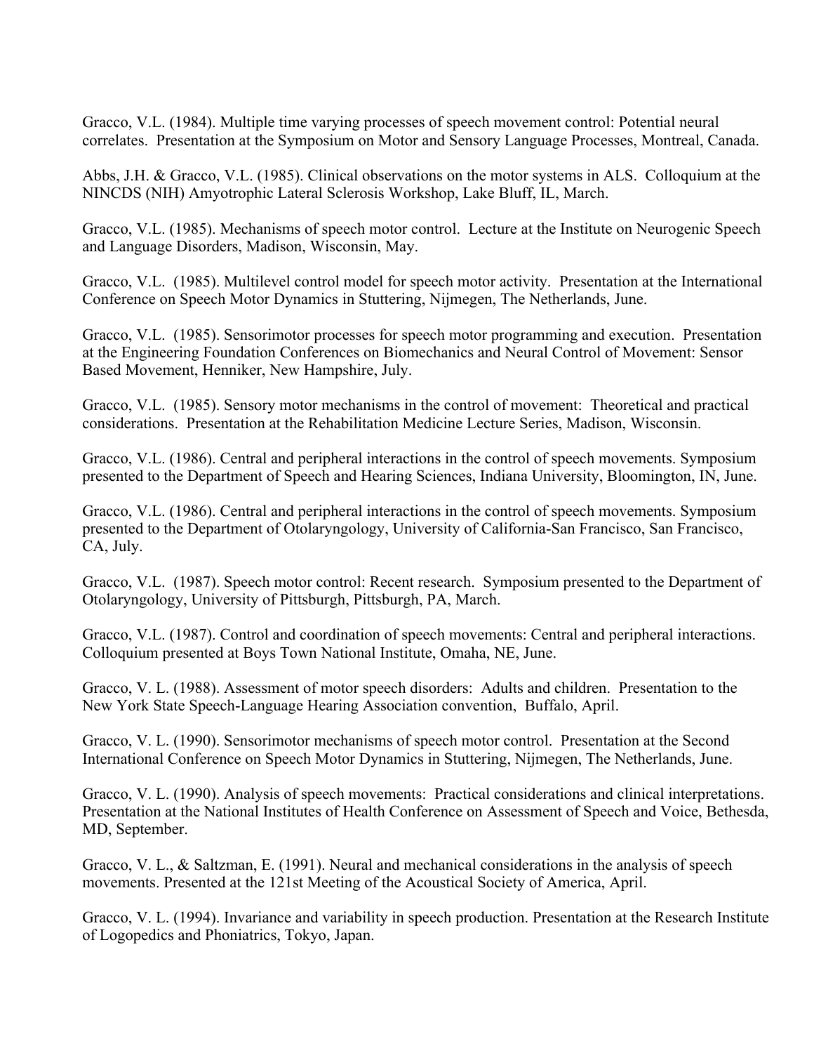Gracco, V.L. (1984). Multiple time varying processes of speech movement control: Potential neural correlates. Presentation at the Symposium on Motor and Sensory Language Processes, Montreal, Canada.

Abbs, J.H. & Gracco, V.L. (1985). Clinical observations on the motor systems in ALS. Colloquium at the NINCDS (NIH) Amyotrophic Lateral Sclerosis Workshop, Lake Bluff, IL, March.

Gracco, V.L. (1985). Mechanisms of speech motor control. Lecture at the Institute on Neurogenic Speech and Language Disorders, Madison, Wisconsin, May.

Gracco, V.L. (1985). Multilevel control model for speech motor activity. Presentation at the International Conference on Speech Motor Dynamics in Stuttering, Nijmegen, The Netherlands, June.

Gracco, V.L. (1985). Sensorimotor processes for speech motor programming and execution. Presentation at the Engineering Foundation Conferences on Biomechanics and Neural Control of Movement: Sensor Based Movement, Henniker, New Hampshire, July.

Gracco, V.L. (1985). Sensory motor mechanisms in the control of movement: Theoretical and practical considerations. Presentation at the Rehabilitation Medicine Lecture Series, Madison, Wisconsin.

Gracco, V.L. (1986). Central and peripheral interactions in the control of speech movements. Symposium presented to the Department of Speech and Hearing Sciences, Indiana University, Bloomington, IN, June.

Gracco, V.L. (1986). Central and peripheral interactions in the control of speech movements. Symposium presented to the Department of Otolaryngology, University of California-San Francisco, San Francisco, CA, July.

Gracco, V.L. (1987). Speech motor control: Recent research. Symposium presented to the Department of Otolaryngology, University of Pittsburgh, Pittsburgh, PA, March.

Gracco, V.L. (1987). Control and coordination of speech movements: Central and peripheral interactions. Colloquium presented at Boys Town National Institute, Omaha, NE, June.

Gracco, V. L. (1988). Assessment of motor speech disorders: Adults and children. Presentation to the New York State Speech-Language Hearing Association convention, Buffalo, April.

Gracco, V. L. (1990). Sensorimotor mechanisms of speech motor control. Presentation at the Second International Conference on Speech Motor Dynamics in Stuttering, Nijmegen, The Netherlands, June.

Gracco, V. L. (1990). Analysis of speech movements: Practical considerations and clinical interpretations. Presentation at the National Institutes of Health Conference on Assessment of Speech and Voice, Bethesda, MD, September.

Gracco, V. L., & Saltzman, E. (1991). Neural and mechanical considerations in the analysis of speech movements. Presented at the 121st Meeting of the Acoustical Society of America, April.

Gracco, V. L. (1994). Invariance and variability in speech production. Presentation at the Research Institute of Logopedics and Phoniatrics, Tokyo, Japan.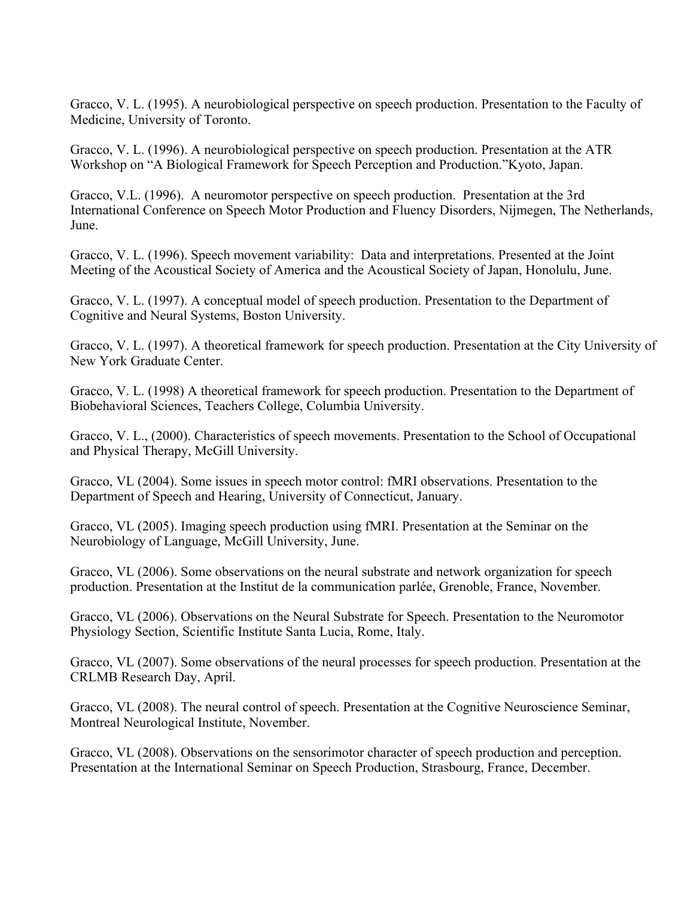Gracco, V. L. (1995). A neurobiological perspective on speech production. Presentation to the Faculty of Medicine, University of Toronto.

Gracco, V. L. (1996). A neurobiological perspective on speech production. Presentation at the ATR Workshop on "A Biological Framework for Speech Perception and Production."Kyoto, Japan.

Gracco, V.L. (1996). A neuromotor perspective on speech production. Presentation at the 3rd International Conference on Speech Motor Production and Fluency Disorders, Nijmegen, The Netherlands, June.

Gracco, V. L. (1996). Speech movement variability: Data and interpretations. Presented at the Joint Meeting of the Acoustical Society of America and the Acoustical Society of Japan, Honolulu, June.

Gracco, V. L. (1997). A conceptual model of speech production. Presentation to the Department of Cognitive and Neural Systems, Boston University.

Gracco, V. L. (1997). A theoretical framework for speech production. Presentation at the City University of New York Graduate Center.

Gracco, V. L. (1998) A theoretical framework for speech production. Presentation to the Department of Biobehavioral Sciences, Teachers College, Columbia University.

Gracco, V. L., (2000). Characteristics of speech movements. Presentation to the School of Occupational and Physical Therapy, McGill University.

Gracco, VL (2004). Some issues in speech motor control: fMRI observations. Presentation to the Department of Speech and Hearing, University of Connecticut, January.

Gracco, VL (2005). Imaging speech production using fMRI. Presentation at the Seminar on the Neurobiology of Language, McGill University, June.

Gracco, VL (2006). Some observations on the neural substrate and network organization for speech production. Presentation at the Institut de la communication parlée, Grenoble, France, November.

Gracco, VL (2006). Observations on the Neural Substrate for Speech. Presentation to the Neuromotor Physiology Section, Scientific Institute Santa Lucia, Rome, Italy.

Gracco, VL (2007). Some observations of the neural processes for speech production. Presentation at the CRLMB Research Day, April.

Gracco, VL (2008). The neural control of speech. Presentation at the Cognitive Neuroscience Seminar, Montreal Neurological Institute, November.

Gracco, VL (2008). Observations on the sensorimotor character of speech production and perception. Presentation at the International Seminar on Speech Production, Strasbourg, France, December.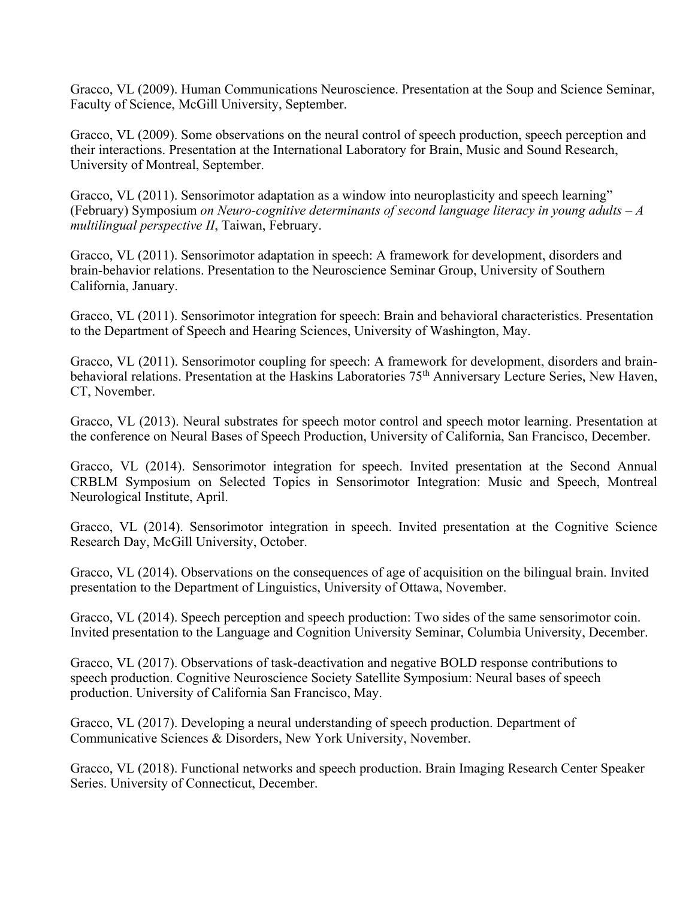Gracco, VL (2009). Human Communications Neuroscience. Presentation at the Soup and Science Seminar, Faculty of Science, McGill University, September.

Gracco, VL (2009). Some observations on the neural control of speech production, speech perception and their interactions. Presentation at the International Laboratory for Brain, Music and Sound Research, University of Montreal, September.

Gracco, VL (2011). Sensorimotor adaptation as a window into neuroplasticity and speech learning" (February) Symposium *on Neuro-cognitive determinants of second language literacy in young adults – A multilingual perspective II*, Taiwan, February.

Gracco, VL (2011). Sensorimotor adaptation in speech: A framework for development, disorders and brain-behavior relations. Presentation to the Neuroscience Seminar Group, University of Southern California, January.

Gracco, VL (2011). Sensorimotor integration for speech: Brain and behavioral characteristics. Presentation to the Department of Speech and Hearing Sciences, University of Washington, May.

Gracco, VL (2011). Sensorimotor coupling for speech: A framework for development, disorders and brain-behavioral relations. Presentation at the Haskins Laboratories 75th Anniversary Lecture Series, New Haven, CT, November.

Gracco, VL (2013). Neural substrates for speech motor control and speech motor learning. Presentation at the conference on Neural Bases of Speech Production, University of California, San Francisco, December.

Gracco, VL (2014). Sensorimotor integration for speech. Invited presentation at the Second Annual CRBLM Symposium on Selected Topics in Sensorimotor Integration: Music and Speech, Montreal Neurological Institute, April.

Gracco, VL (2014). Sensorimotor integration in speech. Invited presentation at the Cognitive Science Research Day, McGill University, October.

Gracco, VL (2014). Observations on the consequences of age of acquisition on the bilingual brain. Invited presentation to the Department of Linguistics, University of Ottawa, November.

Gracco, VL (2014). Speech perception and speech production: Two sides of the same sensorimotor coin. Invited presentation to the Language and Cognition University Seminar, Columbia University, December.

Gracco, VL (2017). Observations of task-deactivation and negative BOLD response contributions to speech production. Cognitive Neuroscience Society Satellite Symposium: Neural bases of speech production. University of California San Francisco, May.

Gracco, VL (2017). Developing a neural understanding of speech production. Department of Communicative Sciences & Disorders, New York University, November.

Gracco, VL (2018). Functional networks and speech production. Brain Imaging Research Center Speaker Series. University of Connecticut, December.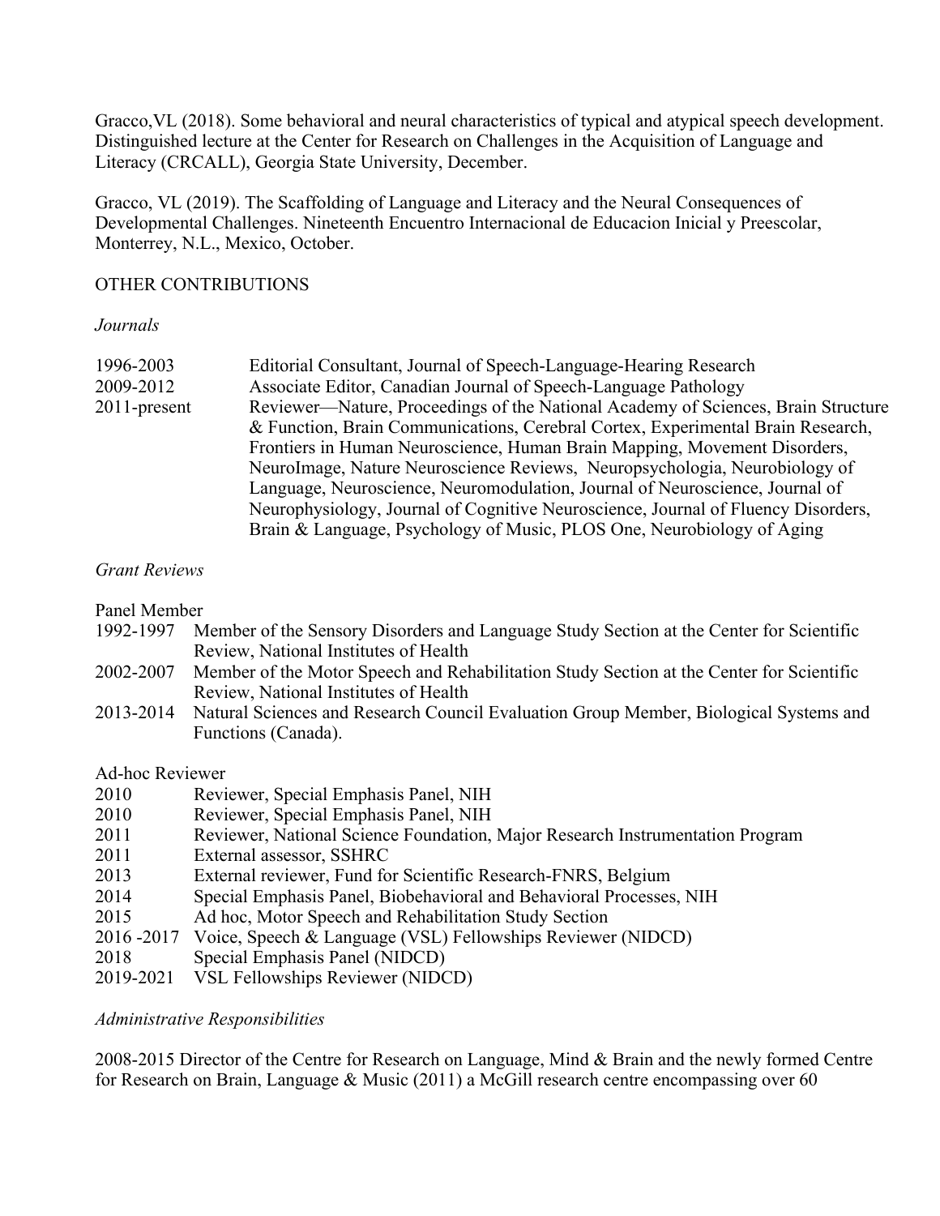Gracco,VL (2018). Some behavioral and neural characteristics of typical and atypical speech development. Distinguished lecture at the Center for Research on Challenges in the Acquisition of Language and Literacy (CRCALL), Georgia State University, December.

Gracco, VL (2019). The Scaffolding of Language and Literacy and the Neural Consequences of Developmental Challenges. Nineteenth Encuentro Internacional de Educacion Inicial y Preescolar, Monterrey, N.L., Mexico, October.

## OTHER CONTRIBUTIONS

### *Journals*

1996-2003 Editorial Consultant, Journal of Speech-Language-Hearing Research

2009-2012 Associate Editor, Canadian Journal of Speech-Language Pathology

2011-present Reviewer—Nature, Proceedings of the National Academy of Sciences, Brain Structure & Function, Brain Communications, Cerebral Cortex, Experimental Brain Research, Frontiers in Human Neuroscience, Human Brain Mapping, Movement Disorders, NeuroImage, Nature Neuroscience Reviews, Neuropsychologia, Neurobiology of Language, Neuroscience, Neuromodulation, Journal of Neuroscience, Journal of Neurophysiology, Journal of Cognitive Neuroscience, Journal of Fluency Disorders, Brain & Language, Psychology of Music, PLOS One, Neurobiology of Aging

### *Grant Reviews*

Panel Member

1992-1997 Member of the Sensory Disorders and Language Study Section at the Center for Scientific Review, National Institutes of Health

2002-2007 Member of the Motor Speech and Rehabilitation Study Section at the Center for Scientific Review, National Institutes of Health

2013-2014 Natural Sciences and Research Council Evaluation Group Member, Biological Systems and Functions (Canada).

Ad-hoc Reviewer

2010 Reviewer, Special Emphasis Panel, NIH

2010 Reviewer, Special Emphasis Panel, NIH

2011 Reviewer, National Science Foundation, Major Research Instrumentation Program

2011 External assessor, SSHRC

2013 External reviewer, Fund for Scientific Research-FNRS, Belgium

2014 Special Emphasis Panel, Biobehavioral and Behavioral Processes, NIH

2015 Ad hoc, Motor Speech and Rehabilitation Study Section

2016 -2017 Voice, Speech & Language (VSL) Fellowships Reviewer (NIDCD)

2018 Special Emphasis Panel (NIDCD)

2019-2021 VSL Fellowships Reviewer (NIDCD)

### *Administrative Responsibilities*

2008-2015 Director of the Centre for Research on Language, Mind & Brain and the newly formed Centre for Research on Brain, Language & Music (2011) a McGill research centre encompassing over 60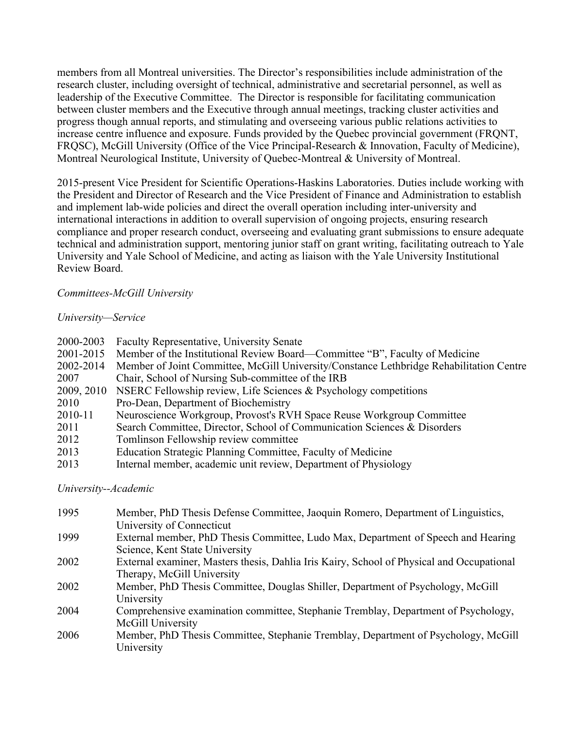members from all Montreal universities. The Director's responsibilities include administration of the research cluster, including oversight of technical, administrative and secretarial personnel, as well as leadership of the Executive Committee. The Director is responsible for facilitating communication between cluster members and the Executive through annual meetings, tracking cluster activities and progress though annual reports, and stimulating and overseeing various public relations activities to increase centre influence and exposure. Funds provided by the Quebec provincial government (FRQNT, FRQSC), McGill University (Office of the Vice Principal-Research & Innovation, Faculty of Medicine), Montreal Neurological Institute, University of Quebec-Montreal & University of Montreal.

2015-present Vice President for Scientific Operations-Haskins Laboratories. Duties include working with the President and Director of Research and the Vice President of Finance and Administration to establish and implement lab-wide policies and direct the overall operation including inter-university and international interactions in addition to overall supervision of ongoing projects, ensuring research compliance and proper research conduct, overseeing and evaluating grant submissions to ensure adequate technical and administration support, mentoring junior staff on grant writing, facilitating outreach to Yale University and Yale School of Medicine, and acting as liaison with the Yale University Institutional Review Board.

*Committees-McGill University*

*University—Service*

| | |
|---|---|
| 2000-2003 | Faculty Representative, University Senate |
| 2001-2015 | Member of the Institutional Review Board—Committee "B", Faculty of Medicine |
| 2002-2014 | Member of Joint Committee, McGill University/Constance Lethbridge Rehabilitation Centre |
| 2007 | Chair, School of Nursing Sub-committee of the IRB |
| 2009, 2010 | NSERC Fellowship review, Life Sciences & Psychology competitions |
| 2010 | Pro-Dean, Department of Biochemistry |
| 2010-11 | Neuroscience Workgroup, Provost's RVH Space Reuse Workgroup Committee |
| 2011 | Search Committee, Director, School of Communication Sciences & Disorders |
| 2012 | Tomlinson Fellowship review committee |
| 2013 | Education Strategic Planning Committee, Faculty of Medicine |
| 2013 | Internal member, academic unit review, Department of Physiology |

*University--Academic*

| | |
|---|---|
| 1995 | Member, PhD Thesis Defense Committee, Jaoquin Romero, Department of Linguistics, University of Connecticut |
| 1999 | External member, PhD Thesis Committee, Ludo Max, Department of Speech and Hearing Science, Kent State University |
| 2002 | External examiner, Masters thesis, Dahlia Iris Kairy, School of Physical and Occupational Therapy, McGill University |
| 2002 | Member, PhD Thesis Committee, Douglas Shiller, Department of Psychology, McGill University |
| 2004 | Comprehensive examination committee, Stephanie Tremblay, Department of Psychology, McGill University |
| 2006 | Member, PhD Thesis Committee, Stephanie Tremblay, Department of Psychology, McGill University |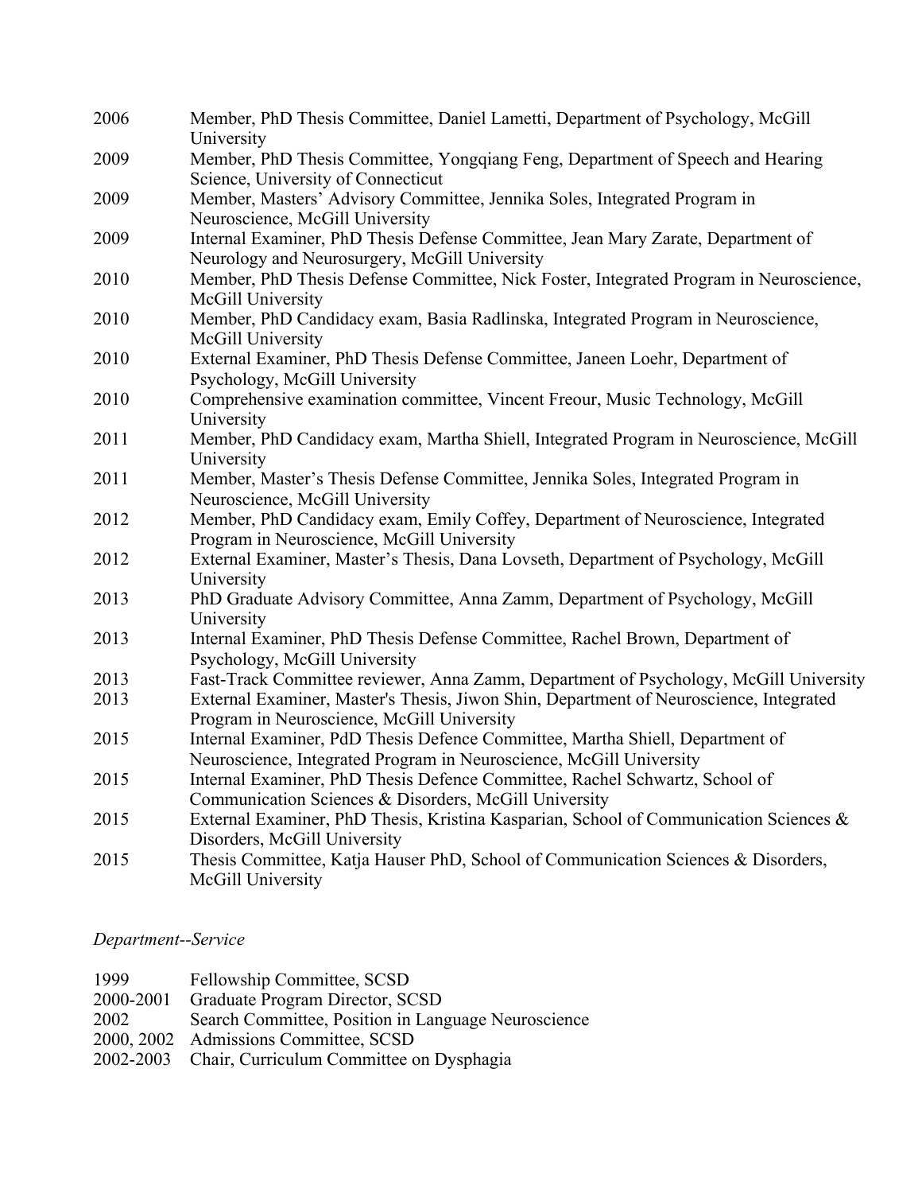2006 Member, PhD Thesis Committee, Daniel Lametti, Department of Psychology, McGill University

2009 Member, PhD Thesis Committee, Yongqiang Feng, Department of Speech and Hearing Science, University of Connecticut

2009 Member, Masters' Advisory Committee, Jennika Soles, Integrated Program in Neuroscience, McGill University

2009 Internal Examiner, PhD Thesis Defense Committee, Jean Mary Zarate, Department of Neurology and Neurosurgery, McGill University

2010 Member, PhD Thesis Defense Committee, Nick Foster, Integrated Program in Neuroscience, McGill University

2010 Member, PhD Candidacy exam, Basia Radlinska, Integrated Program in Neuroscience, McGill University

2010 External Examiner, PhD Thesis Defense Committee, Janeen Loehr, Department of Psychology, McGill University

2010 Comprehensive examination committee, Vincent Freour, Music Technology, McGill University

2011 Member, PhD Candidacy exam, Martha Shiell, Integrated Program in Neuroscience, McGill University

2011 Member, Master's Thesis Defense Committee, Jennika Soles, Integrated Program in Neuroscience, McGill University

2012 Member, PhD Candidacy exam, Emily Coffey, Department of Neuroscience, Integrated Program in Neuroscience, McGill University

2012 External Examiner, Master's Thesis, Dana Lovseth, Department of Psychology, McGill University

2013 PhD Graduate Advisory Committee, Anna Zamm, Department of Psychology, McGill University

2013 Internal Examiner, PhD Thesis Defense Committee, Rachel Brown, Department of Psychology, McGill University

2013 Fast-Track Committee reviewer, Anna Zamm, Department of Psychology, McGill University

2013 External Examiner, Master's Thesis, Jiwon Shin, Department of Neuroscience, Integrated Program in Neuroscience, McGill University

2015 Internal Examiner, PdD Thesis Defence Committee, Martha Shiell, Department of Neuroscience, Integrated Program in Neuroscience, McGill University

2015 Internal Examiner, PhD Thesis Defence Committee, Rachel Schwartz, School of Communication Sciences & Disorders, McGill University

2015 External Examiner, PhD Thesis, Kristina Kasparian, School of Communication Sciences & Disorders, McGill University

2015 Thesis Committee, Katja Hauser PhD, School of Communication Sciences & Disorders, McGill University

*Department--Service*

1999 Fellowship Committee, SCSD

2000-2001 Graduate Program Director, SCSD

2002 Search Committee, Position in Language Neuroscience

2000, 2002 Admissions Committee, SCSD

2002-2003 Chair, Curriculum Committee on Dysphagia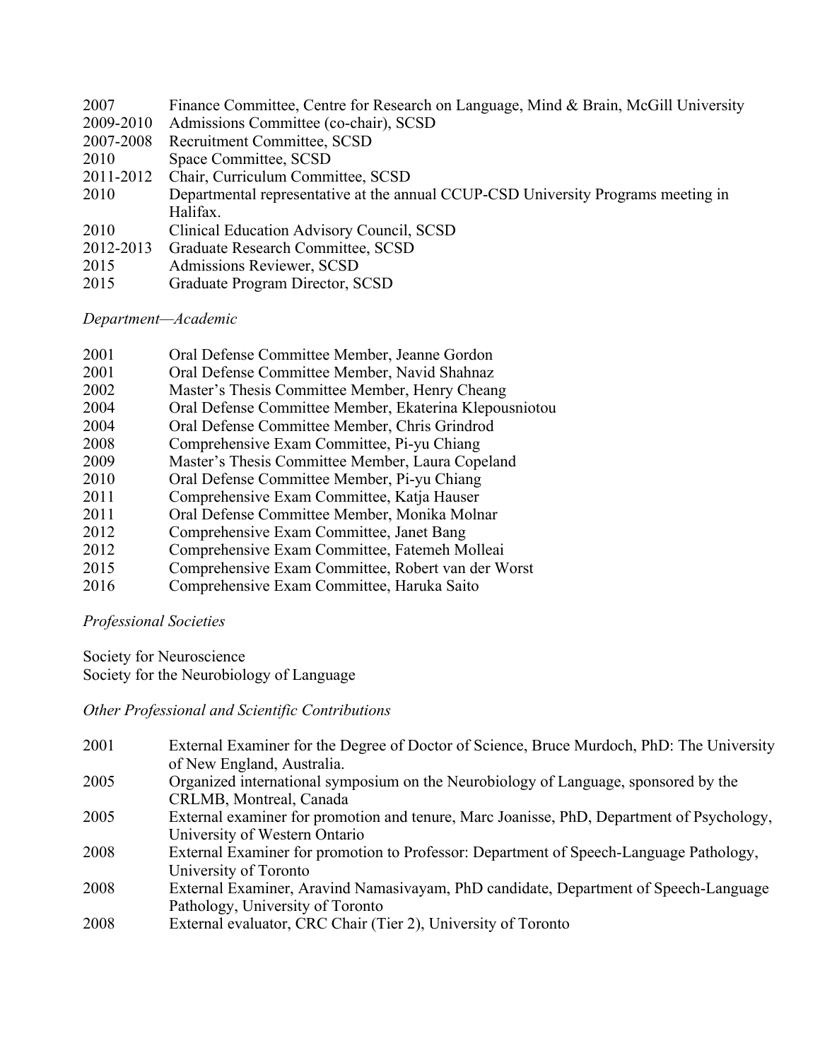2007 Finance Committee, Centre for Research on Language, Mind & Brain, McGill University
2009-2010 Admissions Committee (co-chair), SCSD
2007-2008 Recruitment Committee, SCSD
2010 Space Committee, SCSD
2011-2012 Chair, Curriculum Committee, SCSD
2010 Departmental representative at the annual CCUP-CSD University Programs meeting in Halifax.
2010 Clinical Education Advisory Council, SCSD
2012-2013 Graduate Research Committee, SCSD
2015 Admissions Reviewer, SCSD
2015 Graduate Program Director, SCSD

*Department—Academic*

2001 Oral Defense Committee Member, Jeanne Gordon
2001 Oral Defense Committee Member, Navid Shahnaz
2002 Master's Thesis Committee Member, Henry Cheang
2004 Oral Defense Committee Member, Ekaterina Klepousniotou
2004 Oral Defense Committee Member, Chris Grindrod
2008 Comprehensive Exam Committee, Pi-yu Chiang
2009 Master's Thesis Committee Member, Laura Copeland
2010 Oral Defense Committee Member, Pi-yu Chiang
2011 Comprehensive Exam Committee, Katja Hauser
2011 Oral Defense Committee Member, Monika Molnar
2012 Comprehensive Exam Committee, Janet Bang
2012 Comprehensive Exam Committee, Fatemeh Molleai
2015 Comprehensive Exam Committee, Robert van der Worst
2016 Comprehensive Exam Committee, Haruka Saito

*Professional Societies*

Society for Neuroscience
Society for the Neurobiology of Language

*Other Professional and Scientific Contributions*

2001 External Examiner for the Degree of Doctor of Science, Bruce Murdoch, PhD: The University of New England, Australia.
2005 Organized international symposium on the Neurobiology of Language, sponsored by the CRLMB, Montreal, Canada
2005 External examiner for promotion and tenure, Marc Joanisse, PhD, Department of Psychology, University of Western Ontario
2008 External Examiner for promotion to Professor: Department of Speech-Language Pathology, University of Toronto
2008 External Examiner, Aravind Namasivayam, PhD candidate, Department of Speech-Language Pathology, University of Toronto
2008 External evaluator, CRC Chair (Tier 2), University of Toronto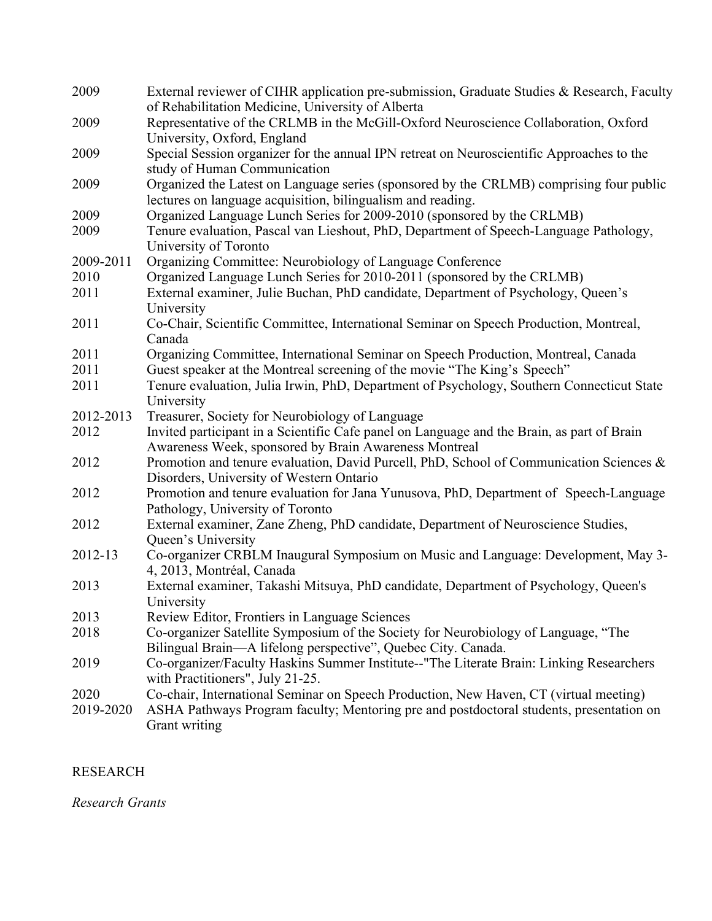| | |
|---|---|
| 2009 | External reviewer of CIHR application pre-submission, Graduate Studies & Research, Faculty of Rehabilitation Medicine, University of Alberta |
| 2009 | Representative of the CRLMB in the McGill-Oxford Neuroscience Collaboration, Oxford University, Oxford, England |
| 2009 | Special Session organizer for the annual IPN retreat on Neuroscientific Approaches to the study of Human Communication |
| 2009 | Organized the Latest on Language series (sponsored by the CRLMB) comprising four public lectures on language acquisition, bilingualism and reading. |
| 2009 | Organized Language Lunch Series for 2009-2010 (sponsored by the CRLMB) |
| 2009 | Tenure evaluation, Pascal van Lieshout, PhD, Department of Speech-Language Pathology, University of Toronto |
| 2009-2011 | Organizing Committee: Neurobiology of Language Conference |
| 2010 | Organized Language Lunch Series for 2010-2011 (sponsored by the CRLMB) |
| 2011 | External examiner, Julie Buchan, PhD candidate, Department of Psychology, Queen's University |
| 2011 | Co-Chair, Scientific Committee, International Seminar on Speech Production, Montreal, Canada |
| 2011 | Organizing Committee, International Seminar on Speech Production, Montreal, Canada |
| 2011 | Guest speaker at the Montreal screening of the movie "The King's Speech" |
| 2011 | Tenure evaluation, Julia Irwin, PhD, Department of Psychology, Southern Connecticut State University |
| 2012-2013 | Treasurer, Society for Neurobiology of Language |
| 2012 | Invited participant in a Scientific Cafe panel on Language and the Brain, as part of Brain Awareness Week, sponsored by Brain Awareness Montreal |
| 2012 | Promotion and tenure evaluation, David Purcell, PhD, School of Communication Sciences & Disorders, University of Western Ontario |
| 2012 | Promotion and tenure evaluation for Jana Yunusova, PhD, Department of Speech-Language Pathology, University of Toronto |
| 2012 | External examiner, Zane Zheng, PhD candidate, Department of Neuroscience Studies, Queen's University |
| 2012-13 | Co-organizer CRBLM Inaugural Symposium on Music and Language: Development, May 3-4, 2013, Montréal, Canada |
| 2013 | External examiner, Takashi Mitsuya, PhD candidate, Department of Psychology, Queen's University |
| 2013 | Review Editor, Frontiers in Language Sciences |
| 2018 | Co-organizer Satellite Symposium of the Society for Neurobiology of Language, "The Bilingual Brain—A lifelong perspective", Quebec City. Canada. |
| 2019 | Co-organizer/Faculty Haskins Summer Institute--"The Literate Brain: Linking Researchers with Practitioners", July 21-25. |
| 2020 | Co-chair, International Seminar on Speech Production, New Haven, CT (virtual meeting) |
| 2019-2020 | ASHA Pathways Program faculty; Mentoring pre and postdoctoral students, presentation on Grant writing |

## RESEARCH

*Research Grants*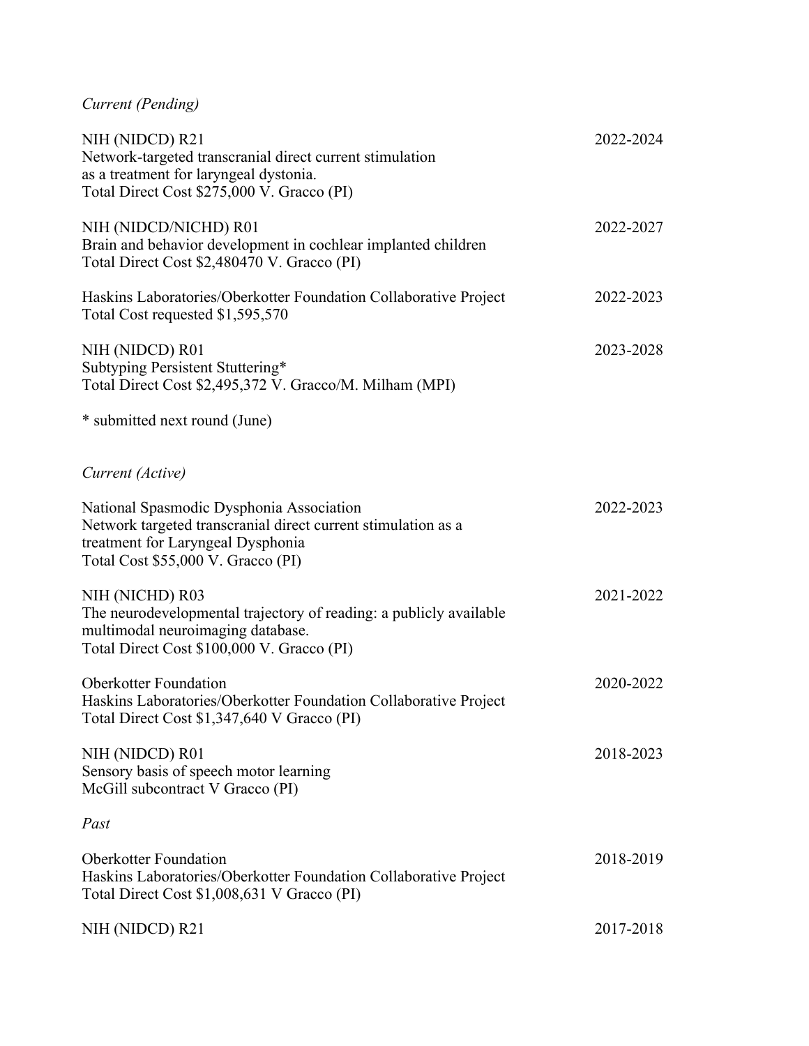*Current (Pending)*

NIH (NIDCD) R21 2022-2024
Network-targeted transcranial direct current stimulation
as a treatment for laryngeal dystonia.
Total Direct Cost $275,000 V. Gracco (PI)

NIH (NIDCD/NICHD) R01 2022-2027
Brain and behavior development in cochlear implanted children
Total Direct Cost $2,480470 V. Gracco (PI)

Haskins Laboratories/Oberkotter Foundation Collaborative Project 2022-2023
Total Cost requested $1,595,570

NIH (NIDCD) R01 2023-2028
Subtyping Persistent Stuttering*
Total Direct Cost $2,495,372 V. Gracco/M. Milham (MPI)

* submitted next round (June)

*Current (Active)*

National Spasmodic Dysphonia Association 2022-2023
Network targeted transcranial direct current stimulation as a
treatment for Laryngeal Dysphonia
Total Cost $55,000 V. Gracco (PI)

NIH (NICHD) R03 2021-2022
The neurodevelopmental trajectory of reading: a publicly available
multimodal neuroimaging database.
Total Direct Cost $100,000 V. Gracco (PI)

Oberkotter Foundation 2020-2022
Haskins Laboratories/Oberkotter Foundation Collaborative Project
Total Direct Cost $1,347,640 V Gracco (PI)

NIH (NIDCD) R01 2018-2023
Sensory basis of speech motor learning
McGill subcontract V Gracco (PI)

*Past*

Oberkotter Foundation 2018-2019
Haskins Laboratories/Oberkotter Foundation Collaborative Project
Total Direct Cost $1,008,631 V Gracco (PI)

NIH (NIDCD) R21 2017-2018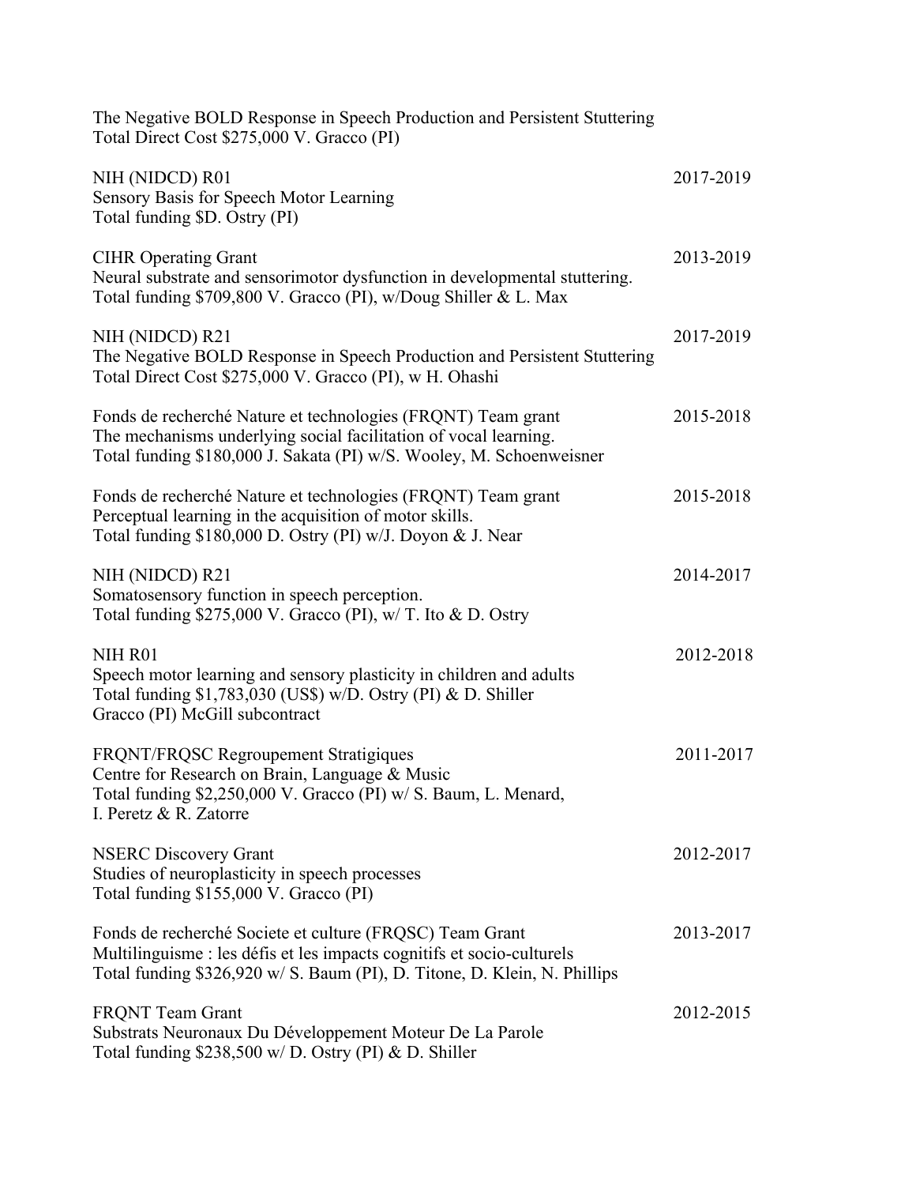The Negative BOLD Response in Speech Production and Persistent Stuttering
Total Direct Cost $275,000 V. Gracco (PI)

NIH (NIDCD) R01 2017-2019
Sensory Basis for Speech Motor Learning
Total funding $D. Ostry (PI)

CIHR Operating Grant 2013-2019
Neural substrate and sensorimotor dysfunction in developmental stuttering.
Total funding $709,800 V. Gracco (PI), w/Doug Shiller & L. Max

NIH (NIDCD) R21 2017-2019
The Negative BOLD Response in Speech Production and Persistent Stuttering
Total Direct Cost $275,000 V. Gracco (PI), w H. Ohashi

Fonds de recherché Nature et technologies (FRQNT) Team grant 2015-2018
The mechanisms underlying social facilitation of vocal learning.
Total funding $180,000 J. Sakata (PI) w/S. Wooley, M. Schoenweisner

Fonds de recherché Nature et technologies (FRQNT) Team grant 2015-2018
Perceptual learning in the acquisition of motor skills.
Total funding $180,000 D. Ostry (PI) w/J. Doyon & J. Near

NIH (NIDCD) R21 2014-2017
Somatosensory function in speech perception.
Total funding $275,000 V. Gracco (PI), w/ T. Ito & D. Ostry

NIH R01 2012-2018
Speech motor learning and sensory plasticity in children and adults
Total funding $1,783,030 (US$) w/D. Ostry (PI) & D. Shiller
Gracco (PI) McGill subcontract

FRQNT/FRQSC Regroupement Stratigiques 2011-2017
Centre for Research on Brain, Language & Music
Total funding $2,250,000 V. Gracco (PI) w/ S. Baum, L. Menard,
I. Peretz & R. Zatorre

NSERC Discovery Grant 2012-2017
Studies of neuroplasticity in speech processes
Total funding $155,000 V. Gracco (PI)

Fonds de recherché Societe et culture (FRQSC) Team Grant 2013-2017
Multilinguisme : les défis et les impacts cognitifs et socio-culturels
Total funding $326,920 w/ S. Baum (PI), D. Titone, D. Klein, N. Phillips

FRQNT Team Grant 2012-2015
Substrats Neuronaux Du Développement Moteur De La Parole
Total funding $238,500 w/ D. Ostry (PI) & D. Shiller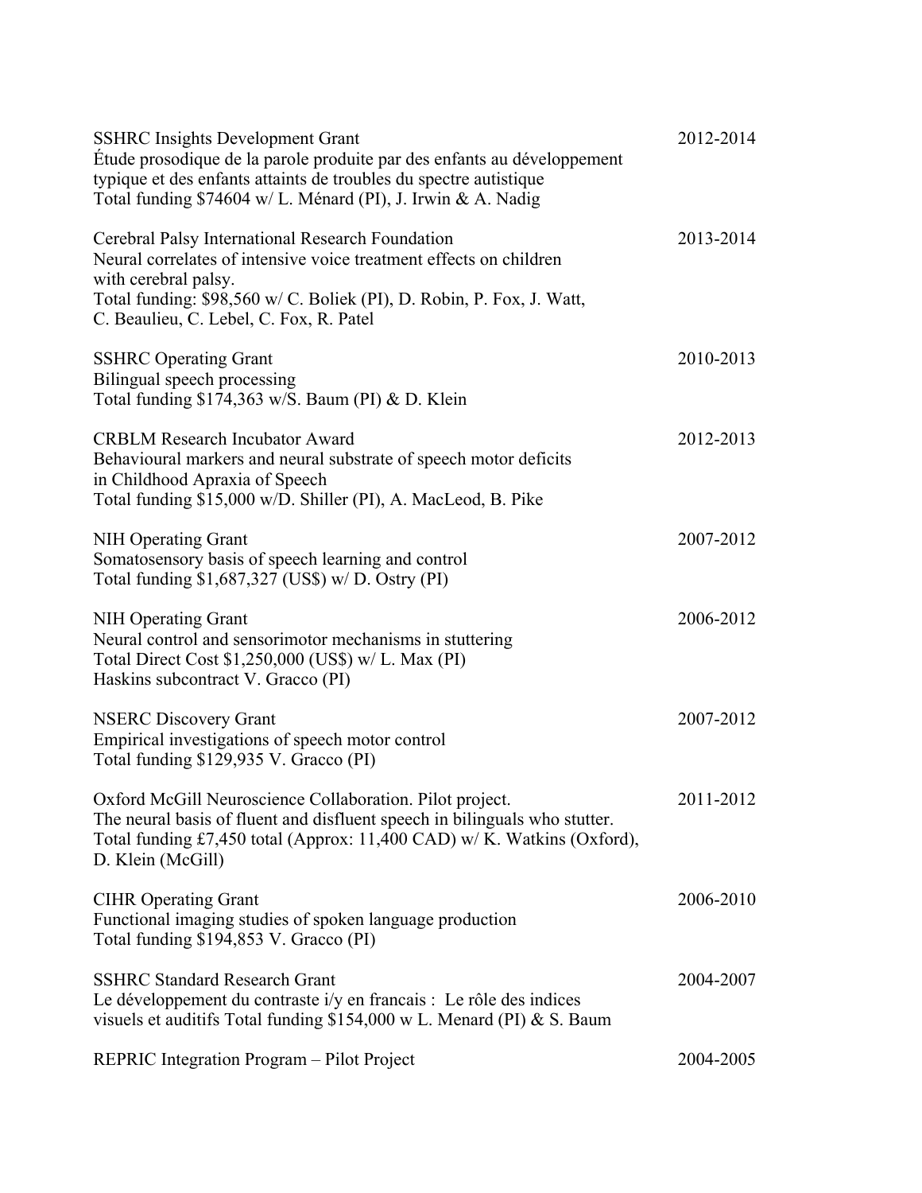SSHRC Insights Development Grant — 2012-2014
Étude prosodique de la parole produite par des enfants au développement typique et des enfants attaints de troubles du spectre autistique
Total funding $74604 w/ L. Ménard (PI), J. Irwin & A. Nadig

Cerebral Palsy International Research Foundation — 2013-2014
Neural correlates of intensive voice treatment effects on children with cerebral palsy.
Total funding: $98,560 w/ C. Boliek (PI), D. Robin, P. Fox, J. Watt, C. Beaulieu, C. Lebel, C. Fox, R. Patel

SSHRC Operating Grant — 2010-2013
Bilingual speech processing
Total funding $174,363 w/S. Baum (PI) & D. Klein

CRBLM Research Incubator Award — 2012-2013
Behavioural markers and neural substrate of speech motor deficits in Childhood Apraxia of Speech
Total funding $15,000 w/D. Shiller (PI), A. MacLeod, B. Pike

NIH Operating Grant — 2007-2012
Somatosensory basis of speech learning and control
Total funding $1,687,327 (US$) w/ D. Ostry (PI)

NIH Operating Grant — 2006-2012
Neural control and sensorimotor mechanisms in stuttering
Total Direct Cost $1,250,000 (US$) w/ L. Max (PI)
Haskins subcontract V. Gracco (PI)

NSERC Discovery Grant — 2007-2012
Empirical investigations of speech motor control
Total funding $129,935 V. Gracco (PI)

Oxford McGill Neuroscience Collaboration. Pilot project. — 2011-2012
The neural basis of fluent and disfluent speech in bilinguals who stutter.
Total funding £7,450 total (Approx: 11,400 CAD) w/ K. Watkins (Oxford), D. Klein (McGill)

CIHR Operating Grant — 2006-2010
Functional imaging studies of spoken language production
Total funding $194,853 V. Gracco (PI)

SSHRC Standard Research Grant — 2004-2007
Le développement du contraste i/y en francais : Le rôle des indices visuels et auditifs Total funding $154,000 w L. Menard (PI) & S. Baum

REPRIC Integration Program – Pilot Project — 2004-2005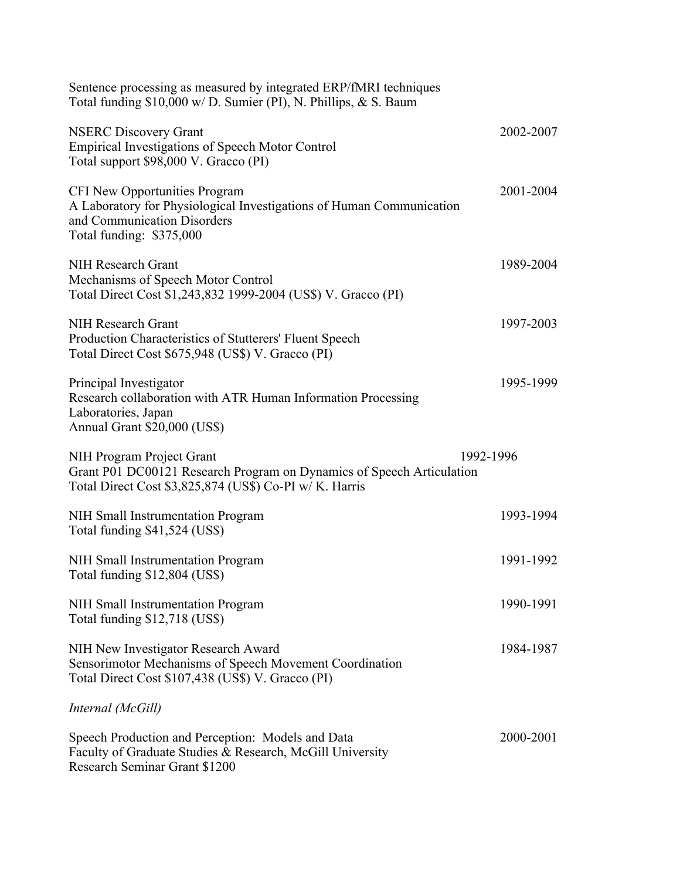Sentence processing as measured by integrated ERP/fMRI techniques
Total funding $10,000 w/ D. Sumier (PI), N. Phillips, & S. Baum

NSERC Discovery Grant 2002-2007
Empirical Investigations of Speech Motor Control
Total support $98,000 V. Gracco (PI)

CFI New Opportunities Program 2001-2004
A Laboratory for Physiological Investigations of Human Communication and Communication Disorders
Total funding: $375,000

NIH Research Grant 1989-2004
Mechanisms of Speech Motor Control
Total Direct Cost $1,243,832 1999-2004 (US$) V. Gracco (PI)

NIH Research Grant 1997-2003
Production Characteristics of Stutterers' Fluent Speech
Total Direct Cost $675,948 (US$) V. Gracco (PI)

Principal Investigator 1995-1999
Research collaboration with ATR Human Information Processing Laboratories, Japan
Annual Grant $20,000 (US$)

NIH Program Project Grant 1992-1996
Grant P01 DC00121 Research Program on Dynamics of Speech Articulation
Total Direct Cost $3,825,874 (US$) Co-PI w/ K. Harris

NIH Small Instrumentation Program 1993-1994
Total funding $41,524 (US$)

NIH Small Instrumentation Program 1991-1992
Total funding $12,804 (US$)

NIH Small Instrumentation Program 1990-1991
Total funding $12,718 (US$)

NIH New Investigator Research Award 1984-1987
Sensorimotor Mechanisms of Speech Movement Coordination
Total Direct Cost $107,438 (US$) V. Gracco (PI)

*Internal (McGill)*

Speech Production and Perception: Models and Data 2000-2001
Faculty of Graduate Studies & Research, McGill University
Research Seminar Grant $1200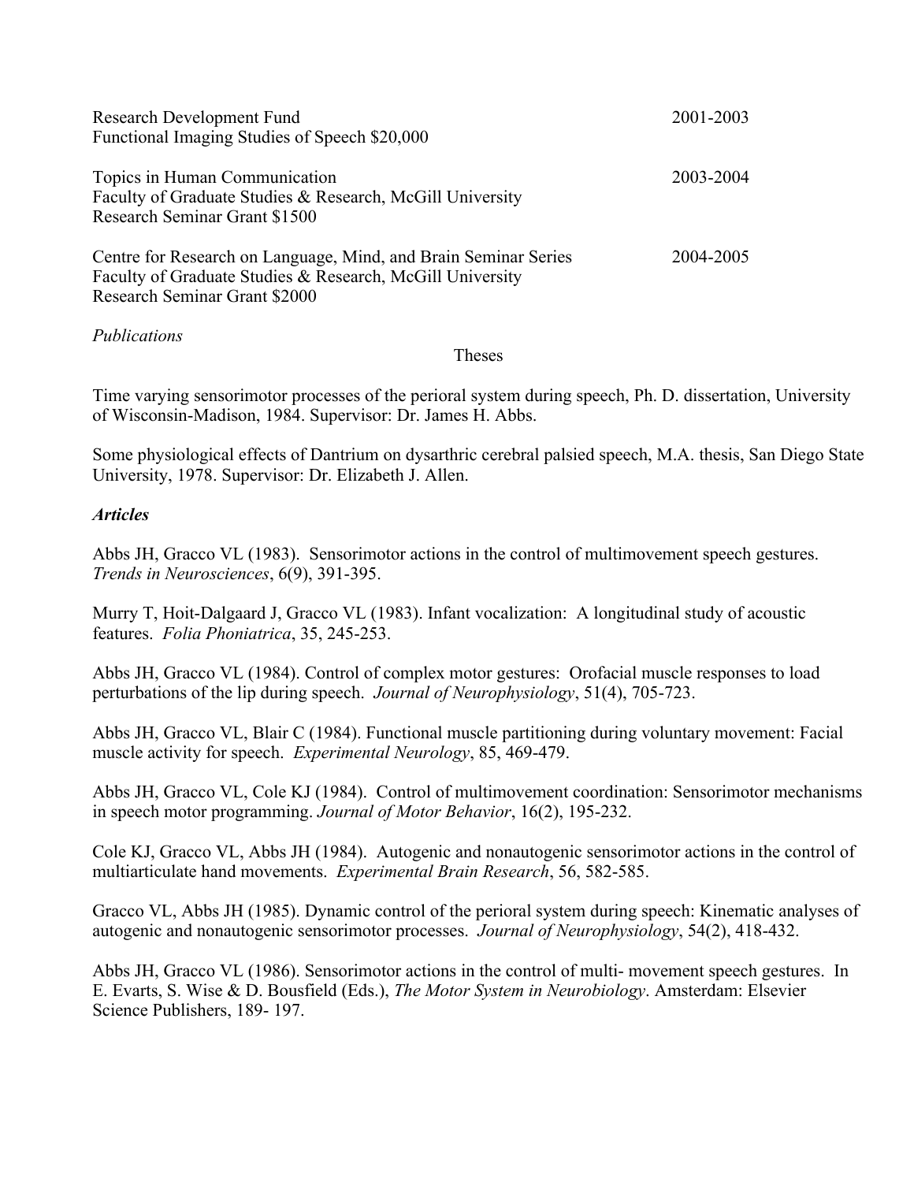Research Development Fund 2001-2003
Functional Imaging Studies of Speech $20,000

Topics in Human Communication 2003-2004
Faculty of Graduate Studies & Research, McGill University
Research Seminar Grant $1500

Centre for Research on Language, Mind, and Brain Seminar Series 2004-2005
Faculty of Graduate Studies & Research, McGill University
Research Seminar Grant $2000

*Publications*

Theses

Time varying sensorimotor processes of the perioral system during speech, Ph. D. dissertation, University of Wisconsin-Madison, 1984. Supervisor: Dr. James H. Abbs.

Some physiological effects of Dantrium on dysarthric cerebral palsied speech, M.A. thesis, San Diego State University, 1978. Supervisor: Dr. Elizabeth J. Allen.

***Articles***

Abbs JH, Gracco VL (1983). Sensorimotor actions in the control of multimovement speech gestures. *Trends in Neurosciences*, 6(9), 391-395.

Murry T, Hoit-Dalgaard J, Gracco VL (1983). Infant vocalization: A longitudinal study of acoustic features. *Folia Phoniatrica*, 35, 245-253.

Abbs JH, Gracco VL (1984). Control of complex motor gestures: Orofacial muscle responses to load perturbations of the lip during speech. *Journal of Neurophysiology*, 51(4), 705-723.

Abbs JH, Gracco VL, Blair C (1984). Functional muscle partitioning during voluntary movement: Facial muscle activity for speech. *Experimental Neurology*, 85, 469-479.

Abbs JH, Gracco VL, Cole KJ (1984). Control of multimovement coordination: Sensorimotor mechanisms in speech motor programming. *Journal of Motor Behavior*, 16(2), 195-232.

Cole KJ, Gracco VL, Abbs JH (1984). Autogenic and nonautogenic sensorimotor actions in the control of multiarticulate hand movements. *Experimental Brain Research*, 56, 582-585.

Gracco VL, Abbs JH (1985). Dynamic control of the perioral system during speech: Kinematic analyses of autogenic and nonautogenic sensorimotor processes. *Journal of Neurophysiology*, 54(2), 418-432.

Abbs JH, Gracco VL (1986). Sensorimotor actions in the control of multi- movement speech gestures. In E. Evarts, S. Wise & D. Bousfield (Eds.), *The Motor System in Neurobiology*. Amsterdam: Elsevier Science Publishers, 189- 197.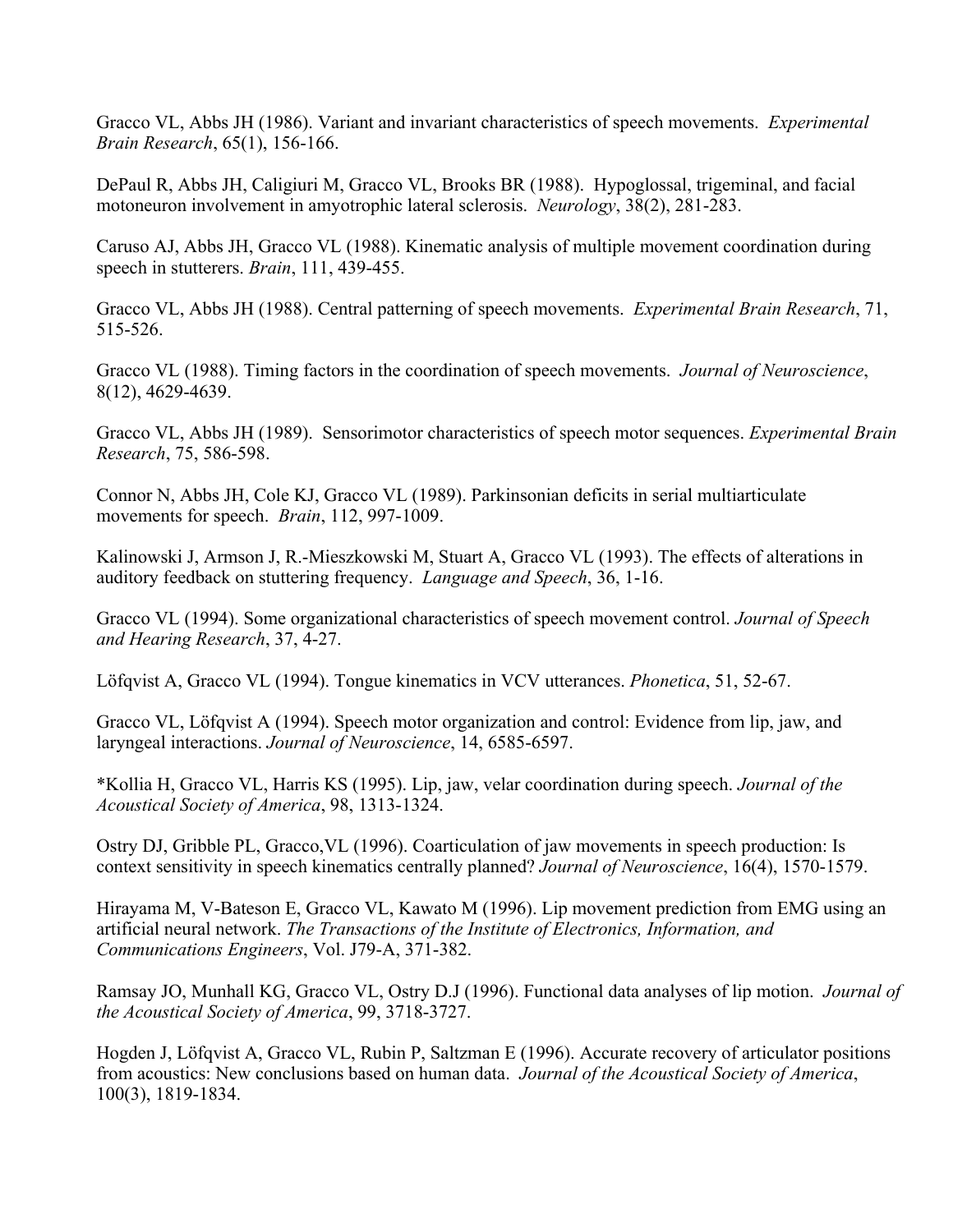Gracco VL, Abbs JH (1986). Variant and invariant characteristics of speech movements. *Experimental Brain Research*, 65(1), 156-166.

DePaul R, Abbs JH, Caligiuri M, Gracco VL, Brooks BR (1988). Hypoglossal, trigeminal, and facial motoneuron involvement in amyotrophic lateral sclerosis. *Neurology*, 38(2), 281-283.

Caruso AJ, Abbs JH, Gracco VL (1988). Kinematic analysis of multiple movement coordination during speech in stutterers. *Brain*, 111, 439-455.

Gracco VL, Abbs JH (1988). Central patterning of speech movements. *Experimental Brain Research*, 71, 515-526.

Gracco VL (1988). Timing factors in the coordination of speech movements. *Journal of Neuroscience*, 8(12), 4629-4639.

Gracco VL, Abbs JH (1989). Sensorimotor characteristics of speech motor sequences. *Experimental Brain Research*, 75, 586-598.

Connor N, Abbs JH, Cole KJ, Gracco VL (1989). Parkinsonian deficits in serial multiarticulate movements for speech. *Brain*, 112, 997-1009.

Kalinowski J, Armson J, R.-Mieszkowski M, Stuart A, Gracco VL (1993). The effects of alterations in auditory feedback on stuttering frequency. *Language and Speech*, 36, 1-16.

Gracco VL (1994). Some organizational characteristics of speech movement control. *Journal of Speech and Hearing Research*, 37, 4-27.

Löfqvist A, Gracco VL (1994). Tongue kinematics in VCV utterances. *Phonetica*, 51, 52-67.

Gracco VL, Löfqvist A (1994). Speech motor organization and control: Evidence from lip, jaw, and laryngeal interactions. *Journal of Neuroscience*, 14, 6585-6597.

*Kollia H, Gracco VL, Harris KS (1995). Lip, jaw, velar coordination during speech. *Journal of the Acoustical Society of America*, 98, 1313-1324.

Ostry DJ, Gribble PL, Gracco,VL (1996). Coarticulation of jaw movements in speech production: Is context sensitivity in speech kinematics centrally planned? *Journal of Neuroscience*, 16(4), 1570-1579.

Hirayama M, V-Bateson E, Gracco VL, Kawato M (1996). Lip movement prediction from EMG using an artificial neural network. *The Transactions of the Institute of Electronics, Information, and Communications Engineers*, Vol. J79-A, 371-382.

Ramsay JO, Munhall KG, Gracco VL, Ostry D.J (1996). Functional data analyses of lip motion. *Journal of the Acoustical Society of America*, 99, 3718-3727.

Hogden J, Löfqvist A, Gracco VL, Rubin P, Saltzman E (1996). Accurate recovery of articulator positions from acoustics: New conclusions based on human data. *Journal of the Acoustical Society of America*, 100(3), 1819-1834.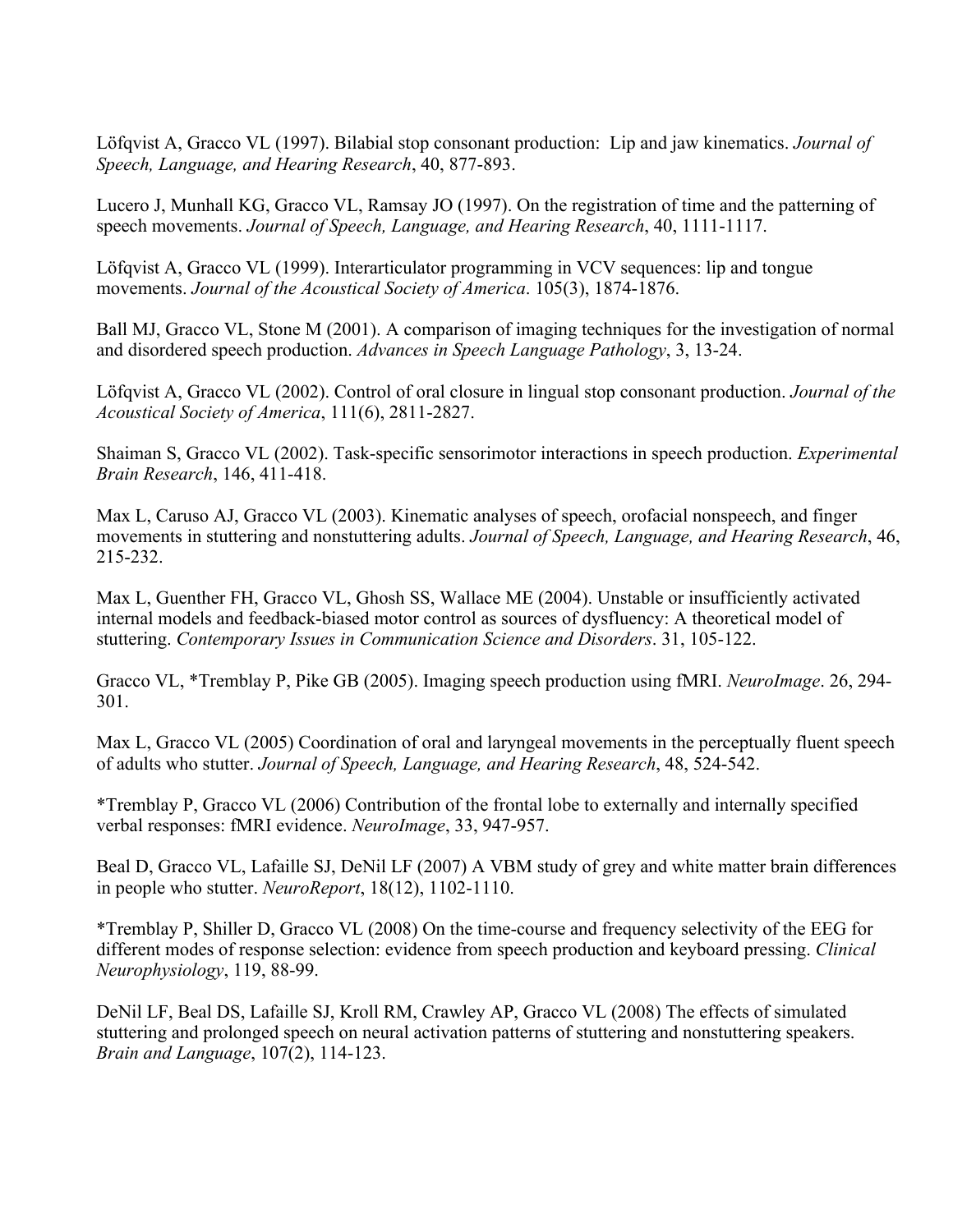Löfqvist A, Gracco VL (1997). Bilabial stop consonant production: Lip and jaw kinematics. *Journal of Speech, Language, and Hearing Research*, 40, 877-893.

Lucero J, Munhall KG, Gracco VL, Ramsay JO (1997). On the registration of time and the patterning of speech movements. *Journal of Speech, Language, and Hearing Research*, 40, 1111-1117.

Löfqvist A, Gracco VL (1999). Interarticulator programming in VCV sequences: lip and tongue movements. *Journal of the Acoustical Society of America*. 105(3), 1874-1876.

Ball MJ, Gracco VL, Stone M (2001). A comparison of imaging techniques for the investigation of normal and disordered speech production. *Advances in Speech Language Pathology*, 3, 13-24.

Löfqvist A, Gracco VL (2002). Control of oral closure in lingual stop consonant production. *Journal of the Acoustical Society of America*, 111(6), 2811-2827.

Shaiman S, Gracco VL (2002). Task-specific sensorimotor interactions in speech production. *Experimental Brain Research*, 146, 411-418.

Max L, Caruso AJ, Gracco VL (2003). Kinematic analyses of speech, orofacial nonspeech, and finger movements in stuttering and nonstuttering adults. *Journal of Speech, Language, and Hearing Research*, 46, 215-232.

Max L, Guenther FH, Gracco VL, Ghosh SS, Wallace ME (2004). Unstable or insufficiently activated internal models and feedback-biased motor control as sources of dysfluency: A theoretical model of stuttering. *Contemporary Issues in Communication Science and Disorders*. 31, 105-122.

Gracco VL, *Tremblay P, Pike GB (2005). Imaging speech production using fMRI. *NeuroImage*. 26, 294-301.

Max L, Gracco VL (2005) Coordination of oral and laryngeal movements in the perceptually fluent speech of adults who stutter. *Journal of Speech, Language, and Hearing Research*, 48, 524-542.

*Tremblay P, Gracco VL (2006) Contribution of the frontal lobe to externally and internally specified verbal responses: fMRI evidence. *NeuroImage*, 33, 947-957.

Beal D, Gracco VL, Lafaille SJ, DeNil LF (2007) A VBM study of grey and white matter brain differences in people who stutter. *NeuroReport*, 18(12), 1102-1110.

*Tremblay P, Shiller D, Gracco VL (2008) On the time-course and frequency selectivity of the EEG for different modes of response selection: evidence from speech production and keyboard pressing. *Clinical Neurophysiology*, 119, 88-99.

DeNil LF, Beal DS, Lafaille SJ, Kroll RM, Crawley AP, Gracco VL (2008) The effects of simulated stuttering and prolonged speech on neural activation patterns of stuttering and nonstuttering speakers. *Brain and Language*, 107(2), 114-123.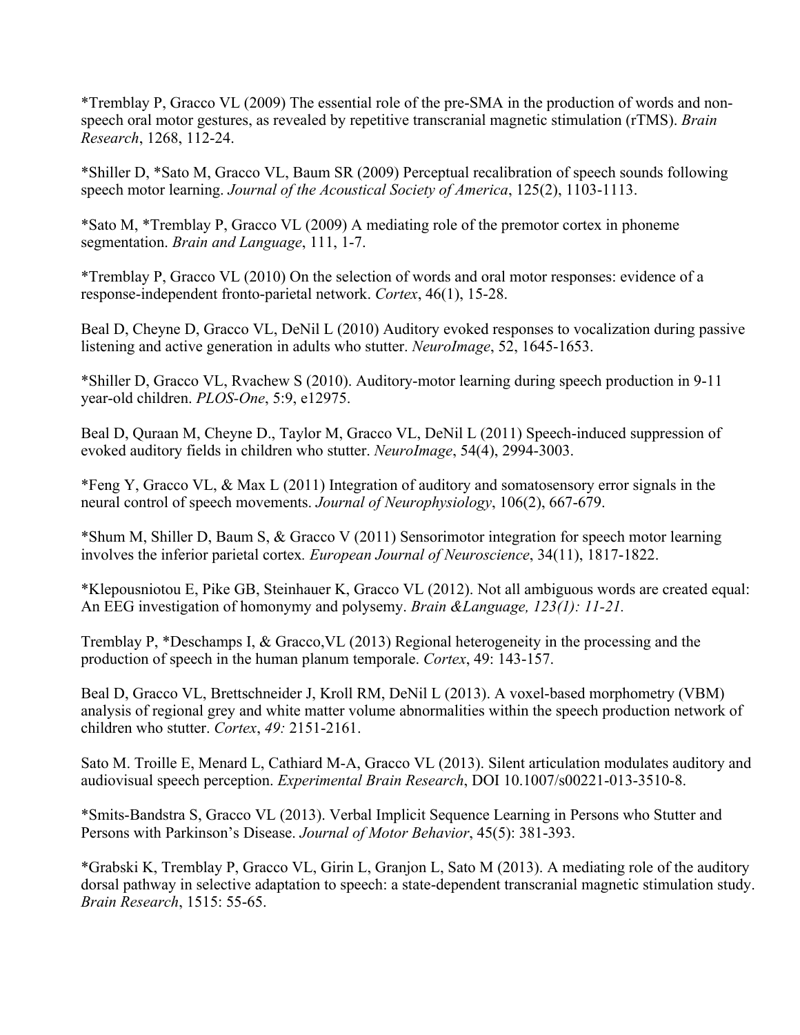*Tremblay P, Gracco VL (2009) The essential role of the pre-SMA in the production of words and non-speech oral motor gestures, as revealed by repetitive transcranial magnetic stimulation (rTMS). *Brain Research*, 1268, 112-24.

*Shiller D, *Sato M, Gracco VL, Baum SR (2009) Perceptual recalibration of speech sounds following speech motor learning. *Journal of the Acoustical Society of America*, 125(2), 1103-1113.

*Sato M, *Tremblay P, Gracco VL (2009) A mediating role of the premotor cortex in phoneme segmentation. *Brain and Language*, 111, 1-7.

*Tremblay P, Gracco VL (2010) On the selection of words and oral motor responses: evidence of a response-independent fronto-parietal network. *Cortex*, 46(1), 15-28.

Beal D, Cheyne D, Gracco VL, DeNil L (2010) Auditory evoked responses to vocalization during passive listening and active generation in adults who stutter. *NeuroImage*, 52, 1645-1653.

*Shiller D, Gracco VL, Rvachew S (2010). Auditory-motor learning during speech production in 9-11 year-old children. *PLOS-One*, 5:9, e12975.

Beal D, Quraan M, Cheyne D., Taylor M, Gracco VL, DeNil L (2011) Speech-induced suppression of evoked auditory fields in children who stutter. *NeuroImage*, 54(4), 2994-3003.

*Feng Y, Gracco VL, & Max L (2011) Integration of auditory and somatosensory error signals in the neural control of speech movements. *Journal of Neurophysiology*, 106(2), 667-679.

*Shum M, Shiller D, Baum S, & Gracco V (2011) Sensorimotor integration for speech motor learning involves the inferior parietal cortex. *European Journal of Neuroscience*, 34(11), 1817-1822.

*Klepousniotou E, Pike GB, Steinhauer K, Gracco VL (2012). Not all ambiguous words are created equal: An EEG investigation of homonymy and polysemy. *Brain &Language, 123(1): 11-21.*

Tremblay P, *Deschamps I, & Gracco,VL (2013) Regional heterogeneity in the processing and the production of speech in the human planum temporale. *Cortex*, 49: 143-157.

Beal D, Gracco VL, Brettschneider J, Kroll RM, DeNil L (2013). A voxel-based morphometry (VBM) analysis of regional grey and white matter volume abnormalities within the speech production network of children who stutter. *Cortex*, *49:* 2151-2161.

Sato M. Troille E, Menard L, Cathiard M-A, Gracco VL (2013). Silent articulation modulates auditory and audiovisual speech perception. *Experimental Brain Research*, DOI 10.1007/s00221-013-3510-8.

*Smits-Bandstra S, Gracco VL (2013). Verbal Implicit Sequence Learning in Persons who Stutter and Persons with Parkinson's Disease. *Journal of Motor Behavior*, 45(5): 381-393.

*Grabski K, Tremblay P, Gracco VL, Girin L, Granjon L, Sato M (2013). A mediating role of the auditory dorsal pathway in selective adaptation to speech: a state-dependent transcranial magnetic stimulation study. *Brain Research*, 1515: 55-65.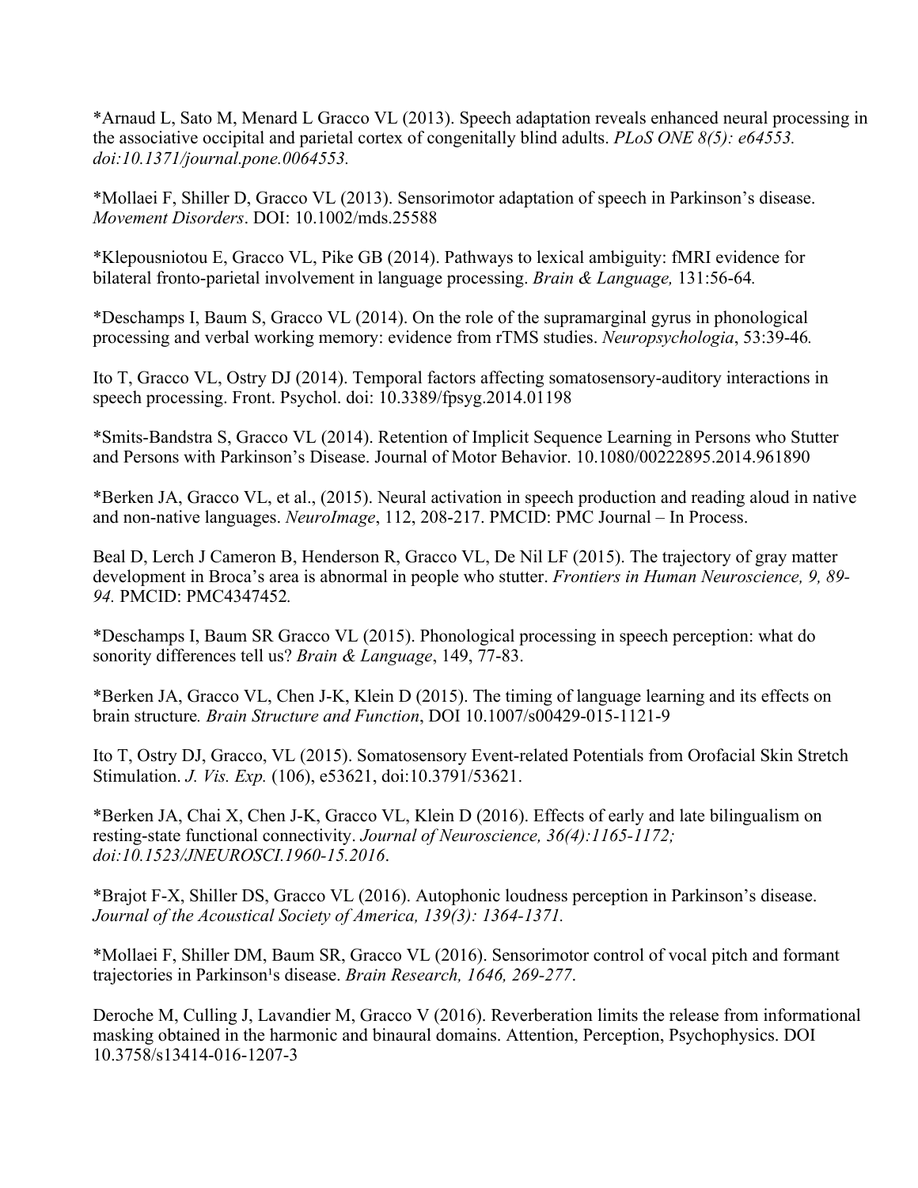*Arnaud L, Sato M, Menard L Gracco VL (2013). Speech adaptation reveals enhanced neural processing in the associative occipital and parietal cortex of congenitally blind adults. *PLoS ONE 8(5): e64553. doi:10.1371/journal.pone.0064553.*

*Mollaei F, Shiller D, Gracco VL (2013). Sensorimotor adaptation of speech in Parkinson's disease. *Movement Disorders*. DOI: 10.1002/mds.25588

*Klepousniotou E, Gracco VL, Pike GB (2014). Pathways to lexical ambiguity: fMRI evidence for bilateral fronto-parietal involvement in language processing. *Brain & Language,* 131:56-64*.*

*Deschamps I, Baum S, Gracco VL (2014). On the role of the supramarginal gyrus in phonological processing and verbal working memory: evidence from rTMS studies. *Neuropsychologia*, 53:39-46*.*

Ito T, Gracco VL, Ostry DJ (2014). Temporal factors affecting somatosensory-auditory interactions in speech processing. Front. Psychol. doi: 10.3389/fpsyg.2014.01198

*Smits-Bandstra S, Gracco VL (2014). Retention of Implicit Sequence Learning in Persons who Stutter and Persons with Parkinson's Disease. Journal of Motor Behavior. 10.1080/00222895.2014.961890

*Berken JA, Gracco VL, et al., (2015). Neural activation in speech production and reading aloud in native and non-native languages. *NeuroImage*, 112, 208-217. PMCID: PMC Journal – In Process.

Beal D, Lerch J Cameron B, Henderson R, Gracco VL, De Nil LF (2015). The trajectory of gray matter development in Broca's area is abnormal in people who stutter. *Frontiers in Human Neuroscience, 9, 89-94.* PMCID: PMC4347452*.*

*Deschamps I, Baum SR Gracco VL (2015). Phonological processing in speech perception: what do sonority differences tell us? *Brain & Language*, 149, 77-83.

*Berken JA, Gracco VL, Chen J-K, Klein D (2015). The timing of language learning and its effects on brain structure*. Brain Structure and Function*, DOI 10.1007/s00429-015-1121-9

Ito T, Ostry DJ, Gracco, VL (2015). Somatosensory Event-related Potentials from Orofacial Skin Stretch Stimulation. *J. Vis. Exp.* (106), e53621, doi:10.3791/53621.

*Berken JA, Chai X, Chen J-K, Gracco VL, Klein D (2016). Effects of early and late bilingualism on resting-state functional connectivity. *Journal of Neuroscience, 36(4):1165-1172; doi:10.1523/JNEUROSCI.1960-15.2016*.

*Brajot F-X, Shiller DS, Gracco VL (2016). Autophonic loudness perception in Parkinson's disease. *Journal of the Acoustical Society of America, 139(3): 1364-1371.*

*Mollaei F, Shiller DM, Baum SR, Gracco VL (2016). Sensorimotor control of vocal pitch and formant trajectories in Parkinson¹s disease. *Brain Research, 1646, 269-277*.

Deroche M, Culling J, Lavandier M, Gracco V (2016). Reverberation limits the release from informational masking obtained in the harmonic and binaural domains. Attention, Perception, Psychophysics. DOI 10.3758/s13414-016-1207-3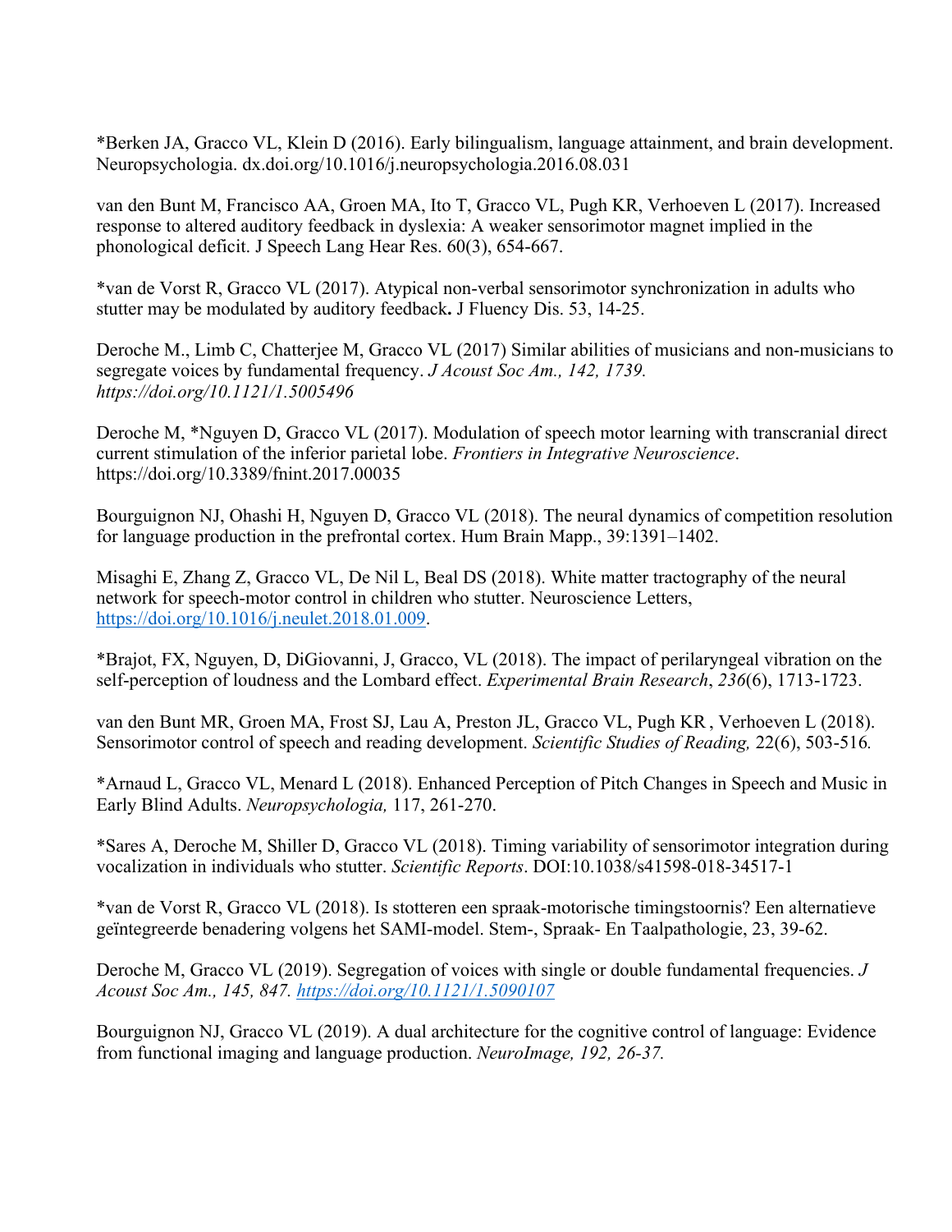*Berken JA, Gracco VL, Klein D (2016). Early bilingualism, language attainment, and brain development. Neuropsychologia. dx.doi.org/10.1016/j.neuropsychologia.2016.08.031

van den Bunt M, Francisco AA, Groen MA, Ito T, Gracco VL, Pugh KR, Verhoeven L (2017). Increased response to altered auditory feedback in dyslexia: A weaker sensorimotor magnet implied in the phonological deficit. J Speech Lang Hear Res. 60(3), 654-667.

*van de Vorst R, Gracco VL (2017). Atypical non-verbal sensorimotor synchronization in adults who stutter may be modulated by auditory feedback**.** J Fluency Dis. 53, 14-25.

Deroche M., Limb C, Chatterjee M, Gracco VL (2017) Similar abilities of musicians and non-musicians to segregate voices by fundamental frequency. *J Acoust Soc Am., 142, 1739. https://doi.org/10.1121/1.5005496*

Deroche M, *Nguyen D, Gracco VL (2017). Modulation of speech motor learning with transcranial direct current stimulation of the inferior parietal lobe. *Frontiers in Integrative Neuroscience*. https://doi.org/10.3389/fnint.2017.00035

Bourguignon NJ, Ohashi H, Nguyen D, Gracco VL (2018). The neural dynamics of competition resolution for language production in the prefrontal cortex. Hum Brain Mapp., 39:1391–1402.

Misaghi E, Zhang Z, Gracco VL, De Nil L, Beal DS (2018). White matter tractography of the neural network for speech-motor control in children who stutter. Neuroscience Letters, https://doi.org/10.1016/j.neulet.2018.01.009.

*Brajot, FX, Nguyen, D, DiGiovanni, J, Gracco, VL (2018). The impact of perilaryngeal vibration on the self-perception of loudness and the Lombard effect. *Experimental Brain Research*, *236*(6), 1713-1723.

van den Bunt MR, Groen MA, Frost SJ, Lau A, Preston JL, Gracco VL, Pugh KR , Verhoeven L (2018). Sensorimotor control of speech and reading development. *Scientific Studies of Reading,* 22(6), 503-516*.*

*Arnaud L, Gracco VL, Menard L (2018). Enhanced Perception of Pitch Changes in Speech and Music in Early Blind Adults. *Neuropsychologia,* 117, 261-270.

*Sares A, Deroche M, Shiller D, Gracco VL (2018). Timing variability of sensorimotor integration during vocalization in individuals who stutter. *Scientific Reports*. DOI:10.1038/s41598-018-34517-1

*van de Vorst R, Gracco VL (2018). Is stotteren een spraak-motorische timingstoornis? Een alternatieve geïntegreerde benadering volgens het SAMI-model. Stem-, Spraak- En Taalpathologie, 23, 39-62.

Deroche M, Gracco VL (2019). Segregation of voices with single or double fundamental frequencies. *J Acoust Soc Am., 145, 847. https://doi.org/10.1121/1.5090107*

Bourguignon NJ, Gracco VL (2019). A dual architecture for the cognitive control of language: Evidence from functional imaging and language production. *NeuroImage, 192, 26-37.*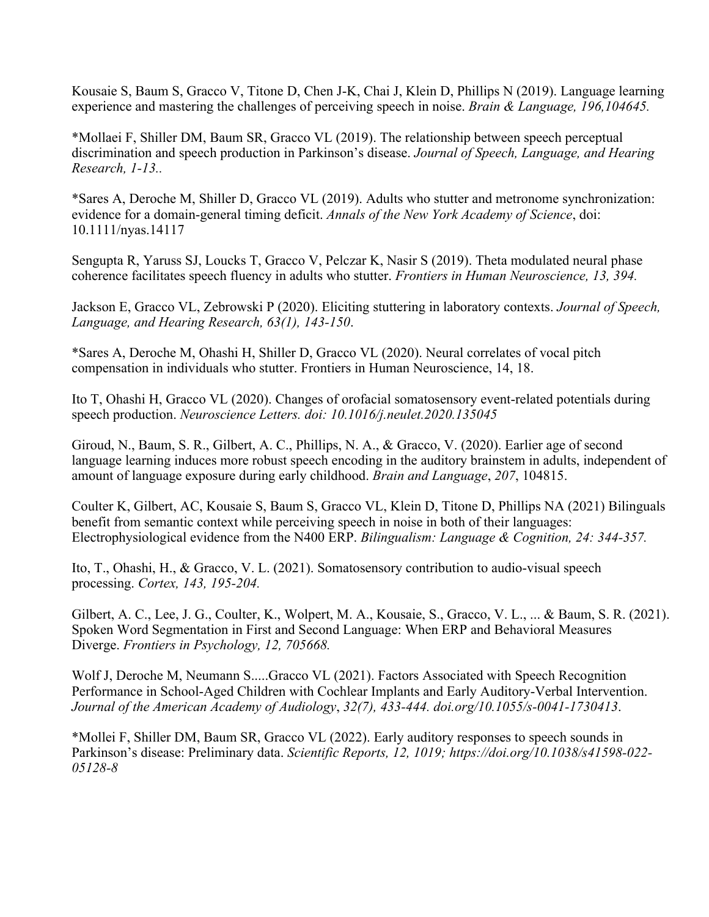Kousaie S, Baum S, Gracco V, Titone D, Chen J-K, Chai J, Klein D, Phillips N (2019). Language learning experience and mastering the challenges of perceiving speech in noise. *Brain & Language, 196,104645.*

*Mollaei F, Shiller DM, Baum SR, Gracco VL (2019). The relationship between speech perceptual discrimination and speech production in Parkinson's disease. *Journal of Speech, Language, and Hearing Research, 1-13..*

*Sares A, Deroche M, Shiller D, Gracco VL (2019). Adults who stutter and metronome synchronization: evidence for a domain-general timing deficit. *Annals of the New York Academy of Science*, doi: 10.1111/nyas.14117

Sengupta R, Yaruss SJ, Loucks T, Gracco V, Pelczar K, Nasir S (2019). Theta modulated neural phase coherence facilitates speech fluency in adults who stutter. *Frontiers in Human Neuroscience, 13, 394.*

Jackson E, Gracco VL, Zebrowski P (2020). Eliciting stuttering in laboratory contexts. *Journal of Speech, Language, and Hearing Research, 63(1), 143-150*.

*Sares A, Deroche M, Ohashi H, Shiller D, Gracco VL (2020). Neural correlates of vocal pitch compensation in individuals who stutter. Frontiers in Human Neuroscience, 14, 18.

Ito T, Ohashi H, Gracco VL (2020). Changes of orofacial somatosensory event-related potentials during speech production. *Neuroscience Letters. doi: 10.1016/j.neulet.2020.135045*

Giroud, N., Baum, S. R., Gilbert, A. C., Phillips, N. A., & Gracco, V. (2020). Earlier age of second language learning induces more robust speech encoding in the auditory brainstem in adults, independent of amount of language exposure during early childhood. *Brain and Language*, *207*, 104815.

Coulter K, Gilbert, AC, Kousaie S, Baum S, Gracco VL, Klein D, Titone D, Phillips NA (2021) Bilinguals benefit from semantic context while perceiving speech in noise in both of their languages: Electrophysiological evidence from the N400 ERP. *Bilingualism: Language & Cognition, 24: 344-357.*

Ito, T., Ohashi, H., & Gracco, V. L. (2021). Somatosensory contribution to audio-visual speech processing. *Cortex, 143, 195-204.*

Gilbert, A. C., Lee, J. G., Coulter, K., Wolpert, M. A., Kousaie, S., Gracco, V. L., ... & Baum, S. R. (2021). Spoken Word Segmentation in First and Second Language: When ERP and Behavioral Measures Diverge. *Frontiers in Psychology, 12, 705668.*

Wolf J, Deroche M, Neumann S.....Gracco VL (2021). Factors Associated with Speech Recognition Performance in School-Aged Children with Cochlear Implants and Early Auditory-Verbal Intervention. *Journal of the American Academy of Audiology*, *32(7), 433-444. doi.org/10.1055/s-0041-1730413*.

*Mollei F, Shiller DM, Baum SR, Gracco VL (2022). Early auditory responses to speech sounds in Parkinson's disease: Preliminary data. *Scientific Reports, 12, 1019; https://doi.org/10.1038/s41598-022-05128-8*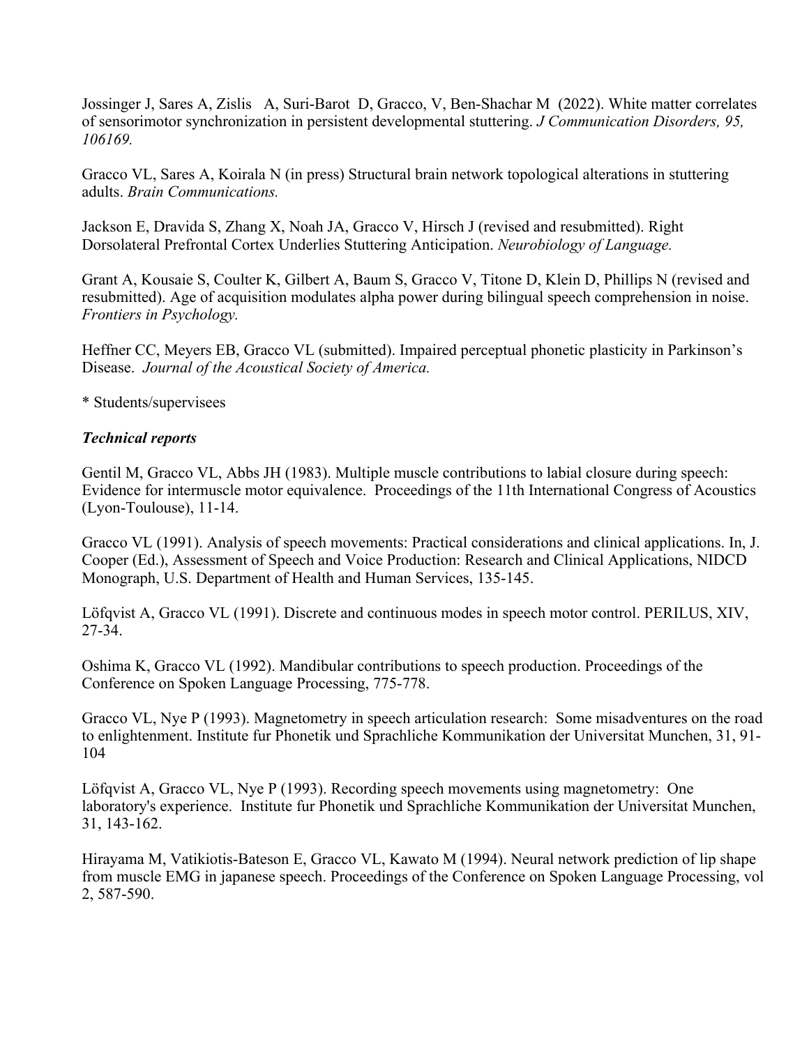Jossinger J, Sares A, Zislis A, Suri-Barot D, Gracco, V, Ben-Shachar M (2022). White matter correlates of sensorimotor synchronization in persistent developmental stuttering. *J Communication Disorders, 95, 106169.*

Gracco VL, Sares A, Koirala N (in press) Structural brain network topological alterations in stuttering adults. *Brain Communications.*

Jackson E, Dravida S, Zhang X, Noah JA, Gracco V, Hirsch J (revised and resubmitted). Right Dorsolateral Prefrontal Cortex Underlies Stuttering Anticipation. *Neurobiology of Language.*

Grant A, Kousaie S, Coulter K, Gilbert A, Baum S, Gracco V, Titone D, Klein D, Phillips N (revised and resubmitted). Age of acquisition modulates alpha power during bilingual speech comprehension in noise. *Frontiers in Psychology.*

Heffner CC, Meyers EB, Gracco VL (submitted). Impaired perceptual phonetic plasticity in Parkinson's Disease. *Journal of the Acoustical Society of America.*

* Students/supervisees

***Technical reports***

Gentil M, Gracco VL, Abbs JH (1983). Multiple muscle contributions to labial closure during speech: Evidence for intermuscle motor equivalence. Proceedings of the 11th International Congress of Acoustics (Lyon-Toulouse), 11-14.

Gracco VL (1991). Analysis of speech movements: Practical considerations and clinical applications. In, J. Cooper (Ed.), Assessment of Speech and Voice Production: Research and Clinical Applications, NIDCD Monograph, U.S. Department of Health and Human Services, 135-145.

Löfqvist A, Gracco VL (1991). Discrete and continuous modes in speech motor control. PERILUS, XIV, 27-34.

Oshima K, Gracco VL (1992). Mandibular contributions to speech production. Proceedings of the Conference on Spoken Language Processing, 775-778.

Gracco VL, Nye P (1993). Magnetometry in speech articulation research: Some misadventures on the road to enlightenment. Institute fur Phonetik und Sprachliche Kommunikation der Universitat Munchen, 31, 91-104

Löfqvist A, Gracco VL, Nye P (1993). Recording speech movements using magnetometry: One laboratory's experience. Institute fur Phonetik und Sprachliche Kommunikation der Universitat Munchen, 31, 143-162.

Hirayama M, Vatikiotis-Bateson E, Gracco VL, Kawato M (1994). Neural network prediction of lip shape from muscle EMG in japanese speech. Proceedings of the Conference on Spoken Language Processing, vol 2, 587-590.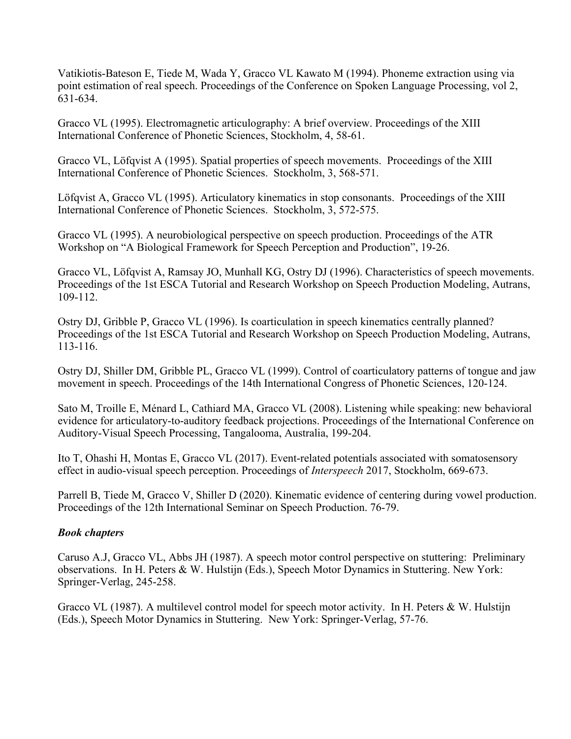Vatikiotis-Bateson E, Tiede M, Wada Y, Gracco VL Kawato M (1994). Phoneme extraction using via point estimation of real speech. Proceedings of the Conference on Spoken Language Processing, vol 2, 631-634.

Gracco VL (1995). Electromagnetic articulography: A brief overview. Proceedings of the XIII International Conference of Phonetic Sciences, Stockholm, 4, 58-61.

Gracco VL, Löfqvist A (1995). Spatial properties of speech movements. Proceedings of the XIII International Conference of Phonetic Sciences. Stockholm, 3, 568-571.

Löfqvist A, Gracco VL (1995). Articulatory kinematics in stop consonants. Proceedings of the XIII International Conference of Phonetic Sciences. Stockholm, 3, 572-575.

Gracco VL (1995). A neurobiological perspective on speech production. Proceedings of the ATR Workshop on "A Biological Framework for Speech Perception and Production", 19-26.

Gracco VL, Löfqvist A, Ramsay JO, Munhall KG, Ostry DJ (1996). Characteristics of speech movements. Proceedings of the 1st ESCA Tutorial and Research Workshop on Speech Production Modeling, Autrans, 109-112.

Ostry DJ, Gribble P, Gracco VL (1996). Is coarticulation in speech kinematics centrally planned? Proceedings of the 1st ESCA Tutorial and Research Workshop on Speech Production Modeling, Autrans, 113-116.

Ostry DJ, Shiller DM, Gribble PL, Gracco VL (1999). Control of coarticulatory patterns of tongue and jaw movement in speech. Proceedings of the 14th International Congress of Phonetic Sciences, 120-124.

Sato M, Troille E, Ménard L, Cathiard MA, Gracco VL (2008). Listening while speaking: new behavioral evidence for articulatory-to-auditory feedback projections. Proceedings of the International Conference on Auditory-Visual Speech Processing, Tangalooma, Australia, 199-204.

Ito T, Ohashi H, Montas E, Gracco VL (2017). Event-related potentials associated with somatosensory effect in audio-visual speech perception. Proceedings of *Interspeech* 2017, Stockholm, 669-673.

Parrell B, Tiede M, Gracco V, Shiller D (2020). Kinematic evidence of centering during vowel production. Proceedings of the 12th International Seminar on Speech Production. 76-79.

***Book chapters***

Caruso A.J, Gracco VL, Abbs JH (1987). A speech motor control perspective on stuttering: Preliminary observations. In H. Peters & W. Hulstijn (Eds.), Speech Motor Dynamics in Stuttering. New York: Springer-Verlag, 245-258.

Gracco VL (1987). A multilevel control model for speech motor activity. In H. Peters & W. Hulstijn (Eds.), Speech Motor Dynamics in Stuttering. New York: Springer-Verlag, 57-76.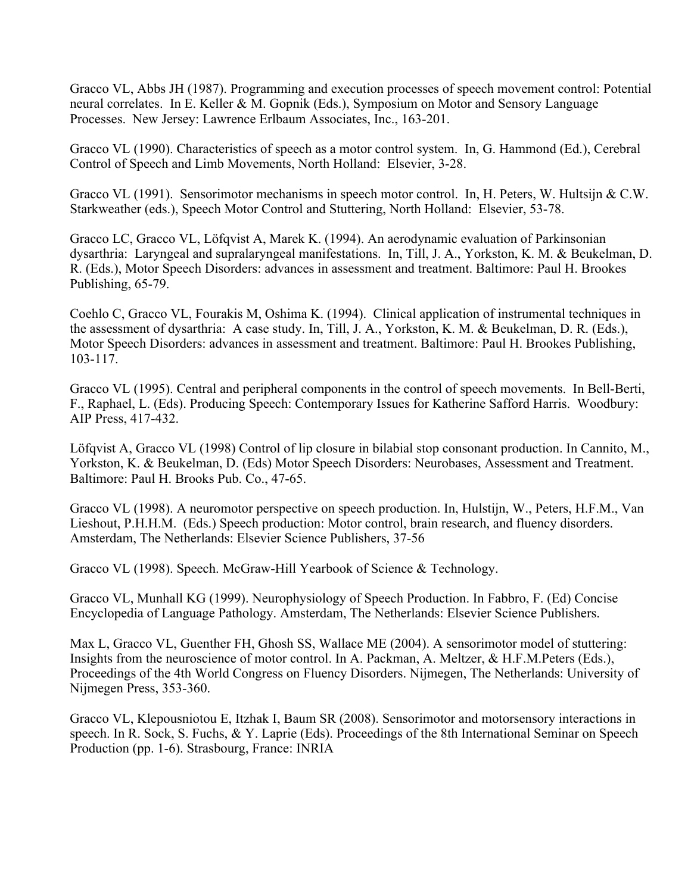Gracco VL, Abbs JH (1987). Programming and execution processes of speech movement control: Potential neural correlates. In E. Keller & M. Gopnik (Eds.), Symposium on Motor and Sensory Language Processes. New Jersey: Lawrence Erlbaum Associates, Inc., 163-201.

Gracco VL (1990). Characteristics of speech as a motor control system. In, G. Hammond (Ed.), Cerebral Control of Speech and Limb Movements, North Holland: Elsevier, 3-28.

Gracco VL (1991). Sensorimotor mechanisms in speech motor control. In, H. Peters, W. Hultsijn & C.W. Starkweather (eds.), Speech Motor Control and Stuttering, North Holland: Elsevier, 53-78.

Gracco LC, Gracco VL, Löfqvist A, Marek K. (1994). An aerodynamic evaluation of Parkinsonian dysarthria: Laryngeal and supralaryngeal manifestations. In, Till, J. A., Yorkston, K. M. & Beukelman, D. R. (Eds.), Motor Speech Disorders: advances in assessment and treatment. Baltimore: Paul H. Brookes Publishing, 65-79.

Coehlo C, Gracco VL, Fourakis M, Oshima K. (1994). Clinical application of instrumental techniques in the assessment of dysarthria: A case study. In, Till, J. A., Yorkston, K. M. & Beukelman, D. R. (Eds.), Motor Speech Disorders: advances in assessment and treatment. Baltimore: Paul H. Brookes Publishing, 103-117.

Gracco VL (1995). Central and peripheral components in the control of speech movements. In Bell-Berti, F., Raphael, L. (Eds). Producing Speech: Contemporary Issues for Katherine Safford Harris. Woodbury: AIP Press, 417-432.

Löfqvist A, Gracco VL (1998) Control of lip closure in bilabial stop consonant production. In Cannito, M., Yorkston, K. & Beukelman, D. (Eds) Motor Speech Disorders: Neurobases, Assessment and Treatment. Baltimore: Paul H. Brooks Pub. Co., 47-65.

Gracco VL (1998). A neuromotor perspective on speech production. In, Hulstijn, W., Peters, H.F.M., Van Lieshout, P.H.H.M. (Eds.) Speech production: Motor control, brain research, and fluency disorders. Amsterdam, The Netherlands: Elsevier Science Publishers, 37-56

Gracco VL (1998). Speech. McGraw-Hill Yearbook of Science & Technology.

Gracco VL, Munhall KG (1999). Neurophysiology of Speech Production. In Fabbro, F. (Ed) Concise Encyclopedia of Language Pathology. Amsterdam, The Netherlands: Elsevier Science Publishers.

Max L, Gracco VL, Guenther FH, Ghosh SS, Wallace ME (2004). A sensorimotor model of stuttering: Insights from the neuroscience of motor control. In A. Packman, A. Meltzer, & H.F.M.Peters (Eds.), Proceedings of the 4th World Congress on Fluency Disorders. Nijmegen, The Netherlands: University of Nijmegen Press, 353-360.

Gracco VL, Klepousniotou E, Itzhak I, Baum SR (2008). Sensorimotor and motorsensory interactions in speech. In R. Sock, S. Fuchs, & Y. Laprie (Eds). Proceedings of the 8th International Seminar on Speech Production (pp. 1-6). Strasbourg, France: INRIA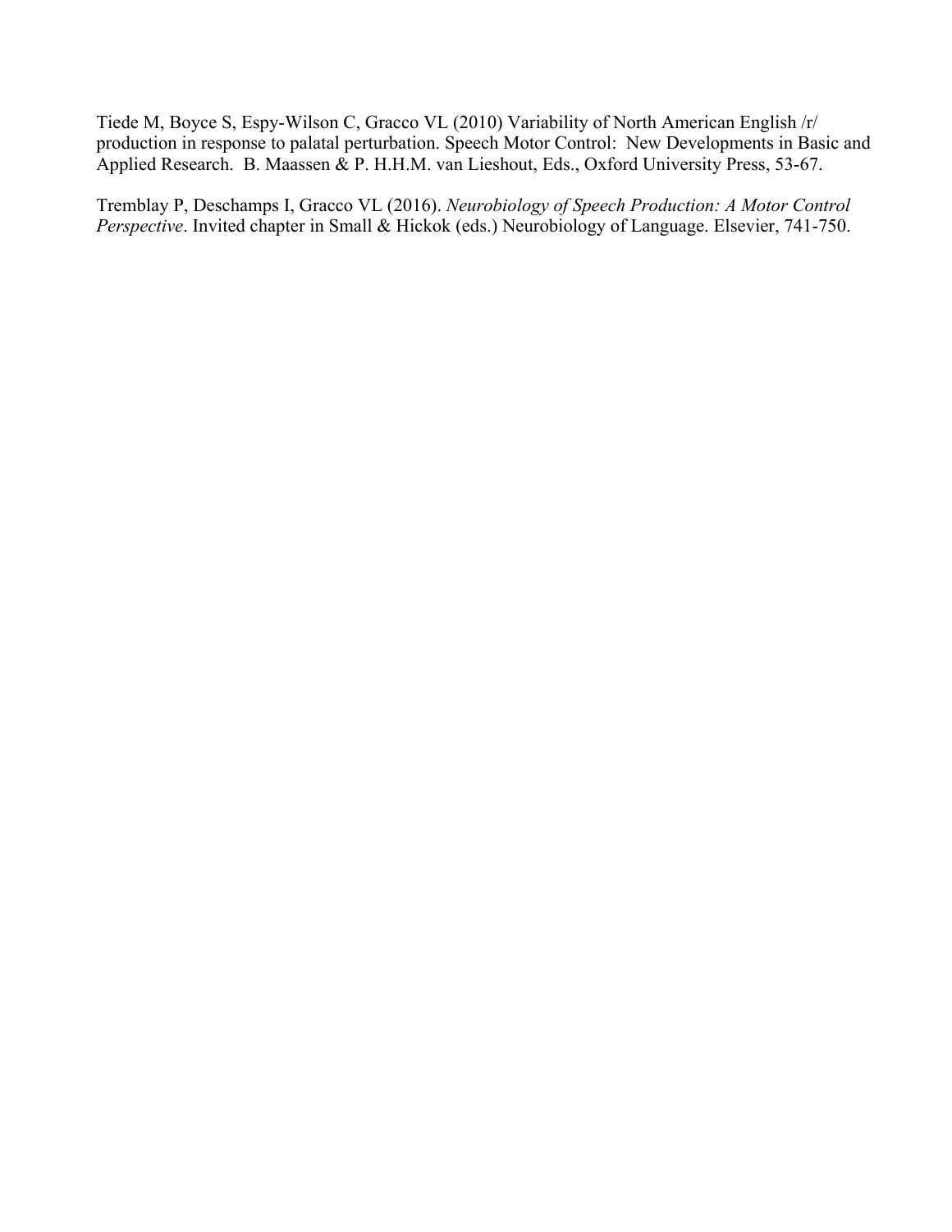Tiede M, Boyce S, Espy-Wilson C, Gracco VL (2010) Variability of North American English /r/ production in response to palatal perturbation. Speech Motor Control: New Developments in Basic and Applied Research. B. Maassen & P. H.H.M. van Lieshout, Eds., Oxford University Press, 53-67.

Tremblay P, Deschamps I, Gracco VL (2016). *Neurobiology of Speech Production: A Motor Control Perspective*. Invited chapter in Small & Hickok (eds.) Neurobiology of Language. Elsevier, 741-750.